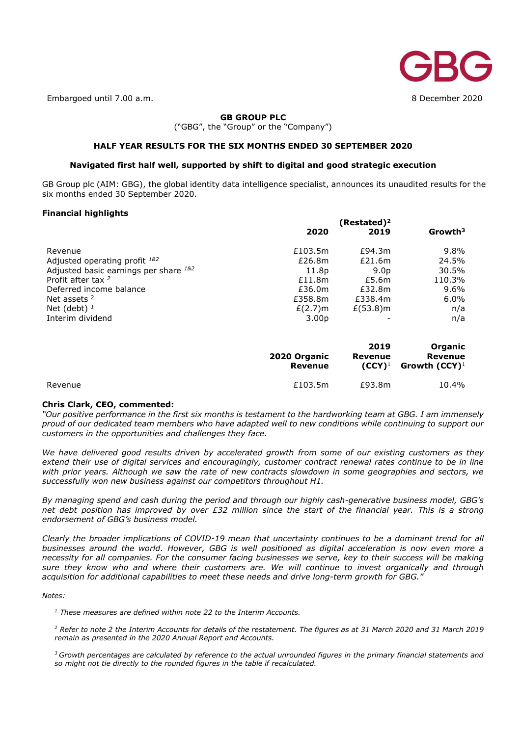Embargoed until 7.00 a.m.

8 December 2020

**GB GROUP PLC**

("GBG", the "Group" or the "Company")

## HALF YEAR RESULTS FOR THE SIX MONTHS ENDED 30 SEPTEMBER 2020

### Navigated first half well, supported by shift to digital and good strategic execution

GB Group plc (AIM: GBG), the global identity data intelligence specialist, announces its unaudited results for the six months ended 30 September 2020.

**Financial highlights**

| | 2020 | (Restated)[2] 2019 | Growth[3] |
|---|---|---|---|
| Revenue | £103.5m | £94.3m | 9.8% |
| Adjusted operating profit [1&2] | £26.8m | £21.6m | 24.5% |
| Adjusted basic earnings per share [1&2] | 11.8p | 9.0p | 30.5% |
| Profit after tax [2] | £11.8m | £5.6m | 110.3% |
| Deferred income balance | £36.0m | £32.8m | 9.6% |
| Net assets [2] | £358.8m | £338.4m | 6.0% |
| Net (debt) [1] | £(2.7)m | £(53.8)m | n/a |
| Interim dividend | 3.00p | - | n/a |

| | 2020 Organic Revenue | 2019 Revenue (CCY)[1] | Organic Revenue Growth (CCY)[1] |
|---|---|---|---|
| Revenue | £103.5m | £93.8m | 10.4% |

**Chris Clark, CEO, commented:**

*"Our positive performance in the first six months is testament to the hardworking team at GBG. I am immensely proud of our dedicated team members who have adapted well to new conditions while continuing to support our customers in the opportunities and challenges they face.*

*We have delivered good results driven by accelerated growth from some of our existing customers as they extend their use of digital services and encouragingly, customer contract renewal rates continue to be in line with prior years. Although we saw the rate of new contracts slowdown in some geographies and sectors, we successfully won new business against our competitors throughout H1.*

*By managing spend and cash during the period and through our highly cash-generative business model, GBG's net debt position has improved by over £32 million since the start of the financial year. This is a strong endorsement of GBG's business model.*

*Clearly the broader implications of COVID-19 mean that uncertainty continues to be a dominant trend for all businesses around the world. However, GBG is well positioned as digital acceleration is now even more a necessity for all companies. For the consumer facing businesses we serve, key to their success will be making sure they know who and where their customers are. We will continue to invest organically and through acquisition for additional capabilities to meet these needs and drive long-term growth for GBG."*

*Notes:*

*[1] These measures are defined within note 22 to the Interim Accounts.*

*[2] Refer to note 2 the Interim Accounts for details of the restatement. The figures as at 31 March 2020 and 31 March 2019 remain as presented in the 2020 Annual Report and Accounts.*

*[3] Growth percentages are calculated by reference to the actual unrounded figures in the primary financial statements and so might not tie directly to the rounded figures in the table if recalculated.*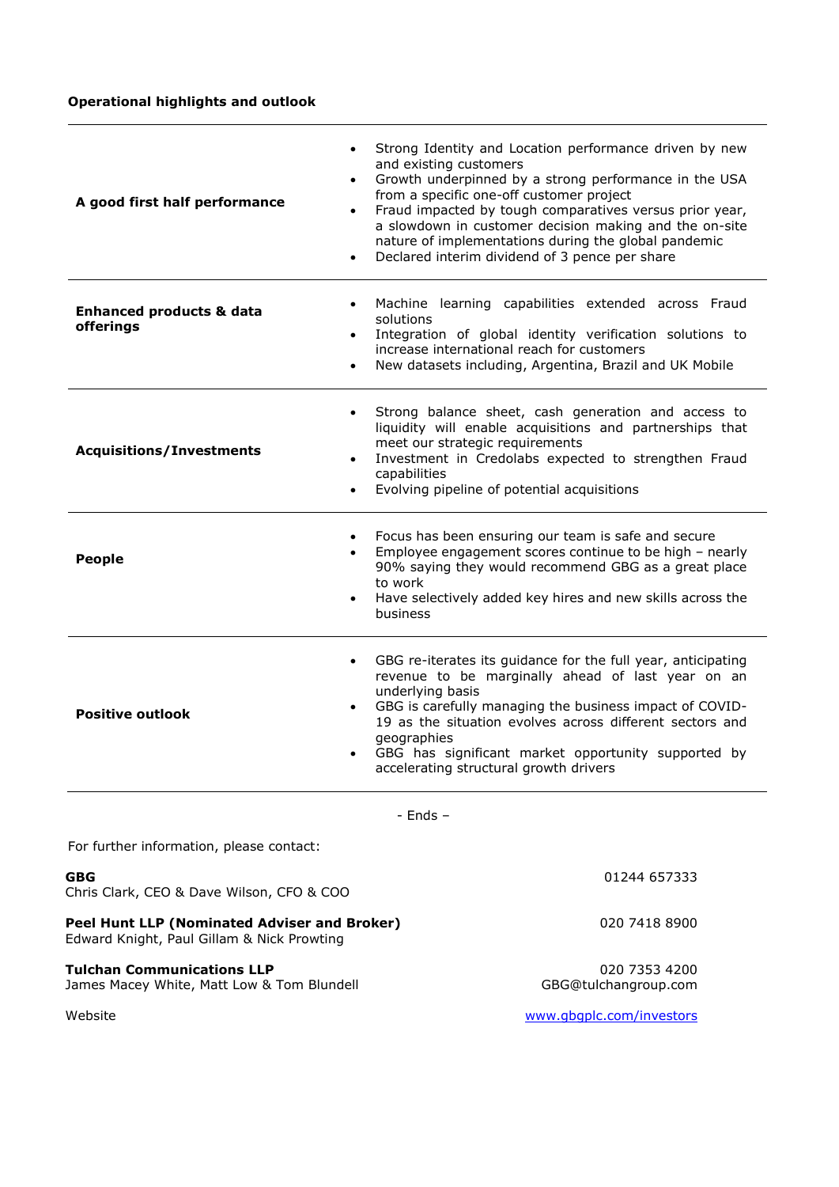**Operational highlights and outlook**

| | |
|---|---|
| **A good first half performance** | • Strong Identity and Location performance driven by new and existing customers<br>• Growth underpinned by a strong performance in the USA from a specific one-off customer project<br>• Fraud impacted by tough comparatives versus prior year, a slowdown in customer decision making and the on-site nature of implementations during the global pandemic<br>• Declared interim dividend of 3 pence per share |
| **Enhanced products & data offerings** | • Machine learning capabilities extended across Fraud solutions<br>• Integration of global identity verification solutions to increase international reach for customers<br>• New datasets including, Argentina, Brazil and UK Mobile |
| **Acquisitions/Investments** | • Strong balance sheet, cash generation and access to liquidity will enable acquisitions and partnerships that meet our strategic requirements<br>• Investment in Credolabs expected to strengthen Fraud capabilities<br>• Evolving pipeline of potential acquisitions |
| **People** | • Focus has been ensuring our team is safe and secure<br>• Employee engagement scores continue to be high – nearly 90% saying they would recommend GBG as a great place to work<br>• Have selectively added key hires and new skills across the business |
| **Positive outlook** | • GBG re-iterates its guidance for the full year, anticipating revenue to be marginally ahead of last year on an underlying basis<br>• GBG is carefully managing the business impact of COVID-19 as the situation evolves across different sectors and geographies<br>• GBG has significant market opportunity supported by accelerating structural growth drivers |

- Ends –

For further information, please contact:

**GBG**
Chris Clark, CEO & Dave Wilson, CFO & COO — 01244 657333

**Peel Hunt LLP (Nominated Adviser and Broker)**
Edward Knight, Paul Gillam & Nick Prowting — 020 7418 8900

**Tulchan Communications LLP**
James Macey White, Matt Low & Tom Blundell — 020 7353 4200, GBG@tulchangroup.com

Website — www.gbgplc.com/investors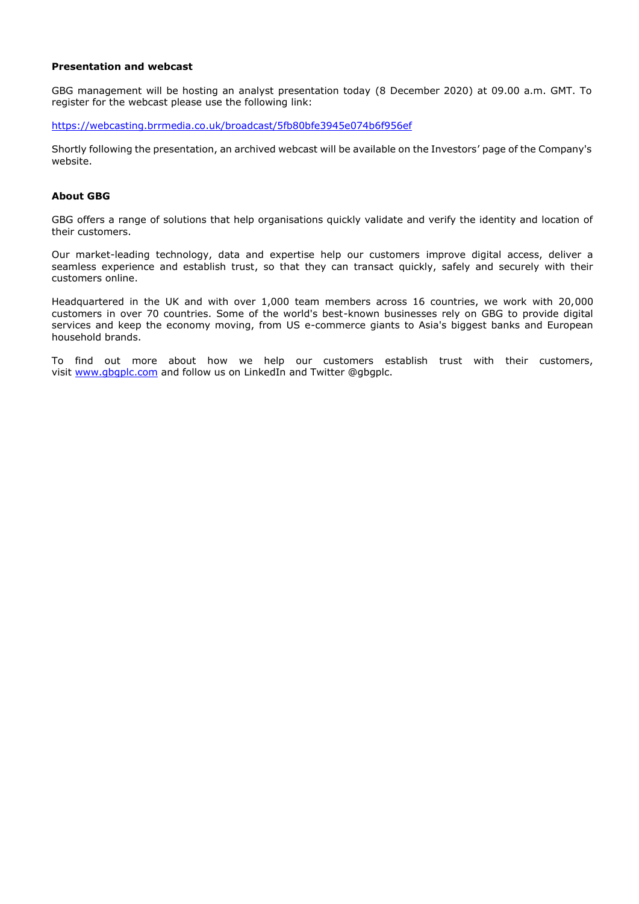**Presentation and webcast**

GBG management will be hosting an analyst presentation today (8 December 2020) at 09.00 a.m. GMT. To register for the webcast please use the following link:

https://webcasting.brrmedia.co.uk/broadcast/5fb80bfe3945e074b6f956ef

Shortly following the presentation, an archived webcast will be available on the Investors' page of the Company's website.

**About GBG**

GBG offers a range of solutions that help organisations quickly validate and verify the identity and location of their customers.

Our market-leading technology, data and expertise help our customers improve digital access, deliver a seamless experience and establish trust, so that they can transact quickly, safely and securely with their customers online.

Headquartered in the UK and with over 1,000 team members across 16 countries, we work with 20,000 customers in over 70 countries. Some of the world's best-known businesses rely on GBG to provide digital services and keep the economy moving, from US e-commerce giants to Asia's biggest banks and European household brands.

To find out more about how we help our customers establish trust with their customers, visit www.gbgplc.com and follow us on LinkedIn and Twitter @gbgplc.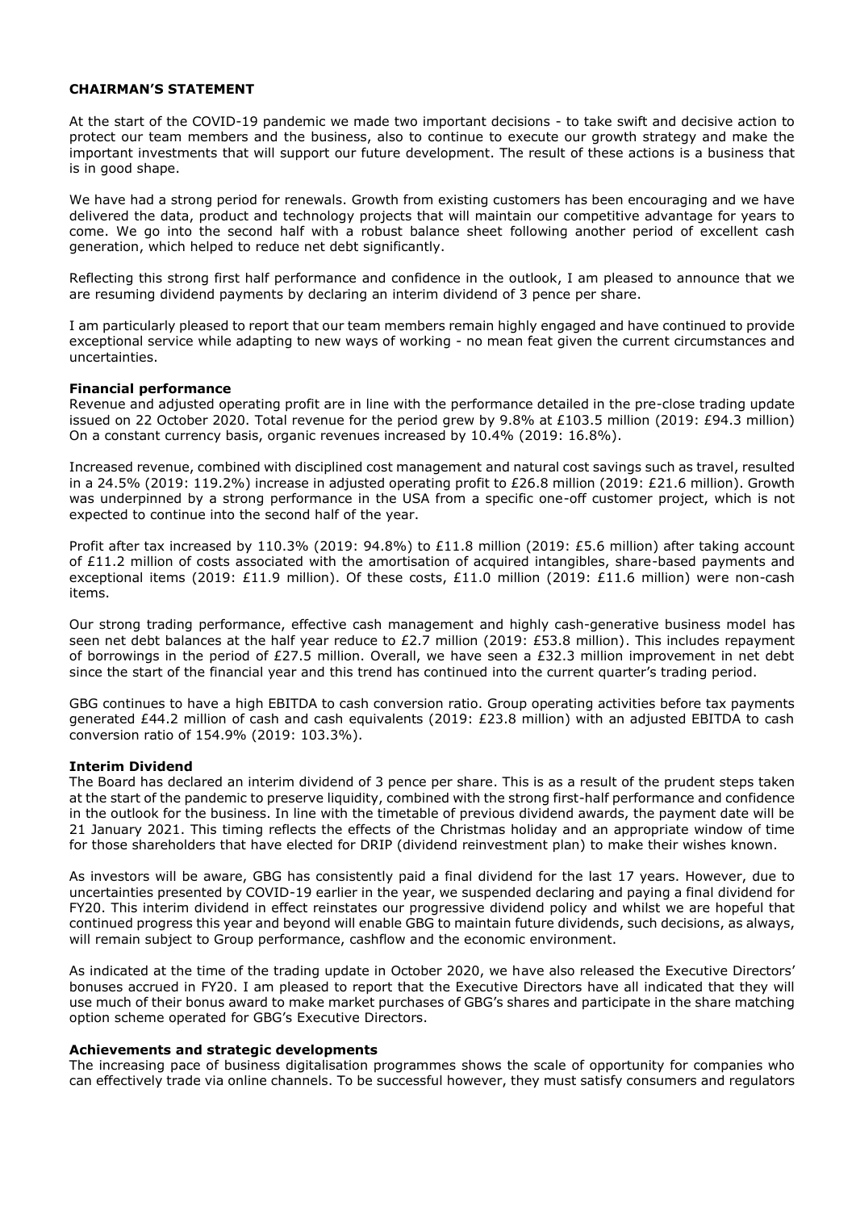## CHAIRMAN'S STATEMENT

At the start of the COVID-19 pandemic we made two important decisions - to take swift and decisive action to protect our team members and the business, also to continue to execute our growth strategy and make the important investments that will support our future development. The result of these actions is a business that is in good shape.

We have had a strong period for renewals. Growth from existing customers has been encouraging and we have delivered the data, product and technology projects that will maintain our competitive advantage for years to come. We go into the second half with a robust balance sheet following another period of excellent cash generation, which helped to reduce net debt significantly.

Reflecting this strong first half performance and confidence in the outlook, I am pleased to announce that we are resuming dividend payments by declaring an interim dividend of 3 pence per share.

I am particularly pleased to report that our team members remain highly engaged and have continued to provide exceptional service while adapting to new ways of working - no mean feat given the current circumstances and uncertainties.

### Financial performance

Revenue and adjusted operating profit are in line with the performance detailed in the pre-close trading update issued on 22 October 2020. Total revenue for the period grew by 9.8% at £103.5 million (2019: £94.3 million) On a constant currency basis, organic revenues increased by 10.4% (2019: 16.8%).

Increased revenue, combined with disciplined cost management and natural cost savings such as travel, resulted in a 24.5% (2019: 119.2%) increase in adjusted operating profit to £26.8 million (2019: £21.6 million). Growth was underpinned by a strong performance in the USA from a specific one-off customer project, which is not expected to continue into the second half of the year.

Profit after tax increased by 110.3% (2019: 94.8%) to £11.8 million (2019: £5.6 million) after taking account of £11.2 million of costs associated with the amortisation of acquired intangibles, share-based payments and exceptional items (2019: £11.9 million). Of these costs, £11.0 million (2019: £11.6 million) were non-cash items.

Our strong trading performance, effective cash management and highly cash-generative business model has seen net debt balances at the half year reduce to £2.7 million (2019: £53.8 million). This includes repayment of borrowings in the period of £27.5 million. Overall, we have seen a £32.3 million improvement in net debt since the start of the financial year and this trend has continued into the current quarter's trading period.

GBG continues to have a high EBITDA to cash conversion ratio. Group operating activities before tax payments generated £44.2 million of cash and cash equivalents (2019: £23.8 million) with an adjusted EBITDA to cash conversion ratio of 154.9% (2019: 103.3%).

### Interim Dividend

The Board has declared an interim dividend of 3 pence per share. This is as a result of the prudent steps taken at the start of the pandemic to preserve liquidity, combined with the strong first-half performance and confidence in the outlook for the business. In line with the timetable of previous dividend awards, the payment date will be 21 January 2021. This timing reflects the effects of the Christmas holiday and an appropriate window of time for those shareholders that have elected for DRIP (dividend reinvestment plan) to make their wishes known.

As investors will be aware, GBG has consistently paid a final dividend for the last 17 years. However, due to uncertainties presented by COVID-19 earlier in the year, we suspended declaring and paying a final dividend for FY20. This interim dividend in effect reinstates our progressive dividend policy and whilst we are hopeful that continued progress this year and beyond will enable GBG to maintain future dividends, such decisions, as always, will remain subject to Group performance, cashflow and the economic environment.

As indicated at the time of the trading update in October 2020, we have also released the Executive Directors' bonuses accrued in FY20. I am pleased to report that the Executive Directors have all indicated that they will use much of their bonus award to make market purchases of GBG's shares and participate in the share matching option scheme operated for GBG's Executive Directors.

### Achievements and strategic developments

The increasing pace of business digitalisation programmes shows the scale of opportunity for companies who can effectively trade via online channels. To be successful however, they must satisfy consumers and regulators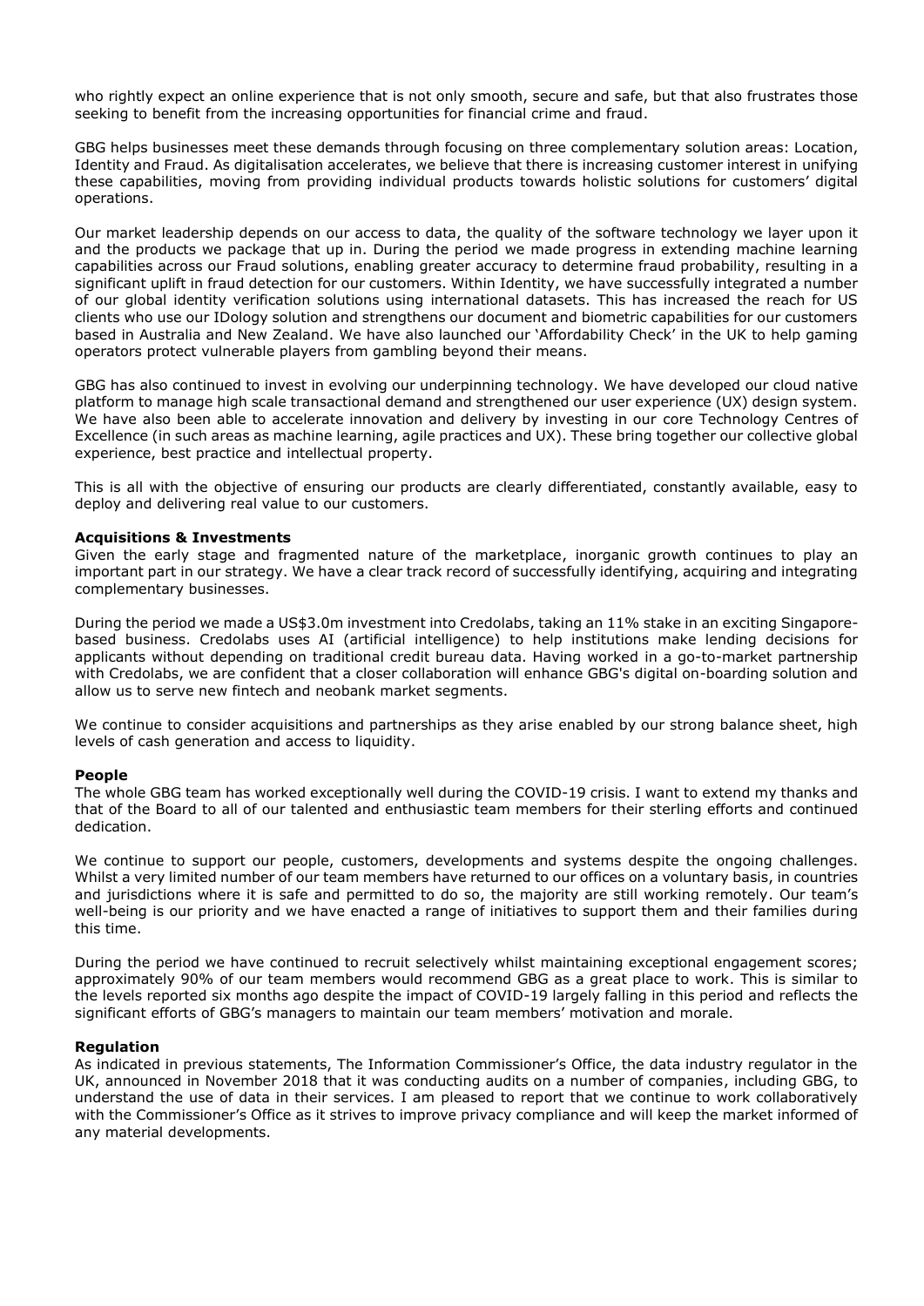who rightly expect an online experience that is not only smooth, secure and safe, but that also frustrates those seeking to benefit from the increasing opportunities for financial crime and fraud.

GBG helps businesses meet these demands through focusing on three complementary solution areas: Location, Identity and Fraud. As digitalisation accelerates, we believe that there is increasing customer interest in unifying these capabilities, moving from providing individual products towards holistic solutions for customers' digital operations.

Our market leadership depends on our access to data, the quality of the software technology we layer upon it and the products we package that up in. During the period we made progress in extending machine learning capabilities across our Fraud solutions, enabling greater accuracy to determine fraud probability, resulting in a significant uplift in fraud detection for our customers. Within Identity, we have successfully integrated a number of our global identity verification solutions using international datasets. This has increased the reach for US clients who use our IDology solution and strengthens our document and biometric capabilities for our customers based in Australia and New Zealand. We have also launched our 'Affordability Check' in the UK to help gaming operators protect vulnerable players from gambling beyond their means.

GBG has also continued to invest in evolving our underpinning technology. We have developed our cloud native platform to manage high scale transactional demand and strengthened our user experience (UX) design system. We have also been able to accelerate innovation and delivery by investing in our core Technology Centres of Excellence (in such areas as machine learning, agile practices and UX). These bring together our collective global experience, best practice and intellectual property.

This is all with the objective of ensuring our products are clearly differentiated, constantly available, easy to deploy and delivering real value to our customers.

**Acquisitions & Investments**

Given the early stage and fragmented nature of the marketplace, inorganic growth continues to play an important part in our strategy. We have a clear track record of successfully identifying, acquiring and integrating complementary businesses.

During the period we made a US$3.0m investment into Credolabs, taking an 11% stake in an exciting Singapore-based business. Credolabs uses AI (artificial intelligence) to help institutions make lending decisions for applicants without depending on traditional credit bureau data. Having worked in a go-to-market partnership with Credolabs, we are confident that a closer collaboration will enhance GBG's digital on-boarding solution and allow us to serve new fintech and neobank market segments.

We continue to consider acquisitions and partnerships as they arise enabled by our strong balance sheet, high levels of cash generation and access to liquidity.

**People**

The whole GBG team has worked exceptionally well during the COVID-19 crisis. I want to extend my thanks and that of the Board to all of our talented and enthusiastic team members for their sterling efforts and continued dedication.

We continue to support our people, customers, developments and systems despite the ongoing challenges. Whilst a very limited number of our team members have returned to our offices on a voluntary basis, in countries and jurisdictions where it is safe and permitted to do so, the majority are still working remotely. Our team's well-being is our priority and we have enacted a range of initiatives to support them and their families during this time.

During the period we have continued to recruit selectively whilst maintaining exceptional engagement scores; approximately 90% of our team members would recommend GBG as a great place to work. This is similar to the levels reported six months ago despite the impact of COVID-19 largely falling in this period and reflects the significant efforts of GBG's managers to maintain our team members' motivation and morale.

**Regulation**

As indicated in previous statements, The Information Commissioner's Office, the data industry regulator in the UK, announced in November 2018 that it was conducting audits on a number of companies, including GBG, to understand the use of data in their services. I am pleased to report that we continue to work collaboratively with the Commissioner's Office as it strives to improve privacy compliance and will keep the market informed of any material developments.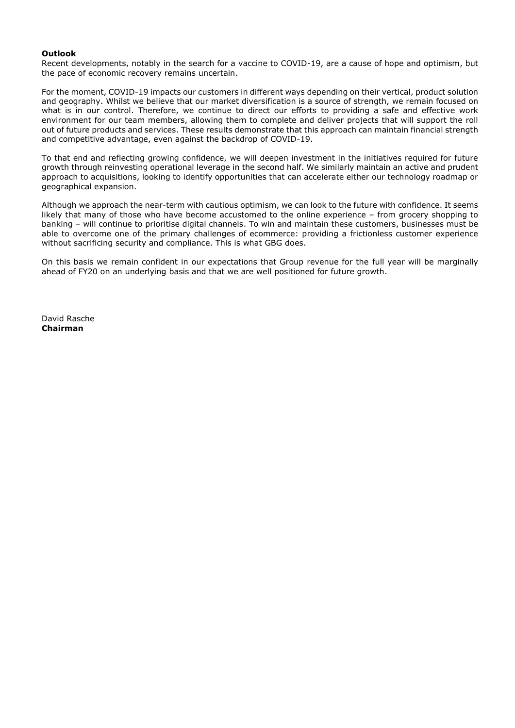**Outlook**

Recent developments, notably in the search for a vaccine to COVID-19, are a cause of hope and optimism, but the pace of economic recovery remains uncertain.

For the moment, COVID-19 impacts our customers in different ways depending on their vertical, product solution and geography. Whilst we believe that our market diversification is a source of strength, we remain focused on what is in our control. Therefore, we continue to direct our efforts to providing a safe and effective work environment for our team members, allowing them to complete and deliver projects that will support the roll out of future products and services. These results demonstrate that this approach can maintain financial strength and competitive advantage, even against the backdrop of COVID-19.

To that end and reflecting growing confidence, we will deepen investment in the initiatives required for future growth through reinvesting operational leverage in the second half. We similarly maintain an active and prudent approach to acquisitions, looking to identify opportunities that can accelerate either our technology roadmap or geographical expansion.

Although we approach the near-term with cautious optimism, we can look to the future with confidence. It seems likely that many of those who have become accustomed to the online experience – from grocery shopping to banking – will continue to prioritise digital channels. To win and maintain these customers, businesses must be able to overcome one of the primary challenges of ecommerce: providing a frictionless customer experience without sacrificing security and compliance. This is what GBG does.

On this basis we remain confident in our expectations that Group revenue for the full year will be marginally ahead of FY20 on an underlying basis and that we are well positioned for future growth.

David Rasche
**Chairman**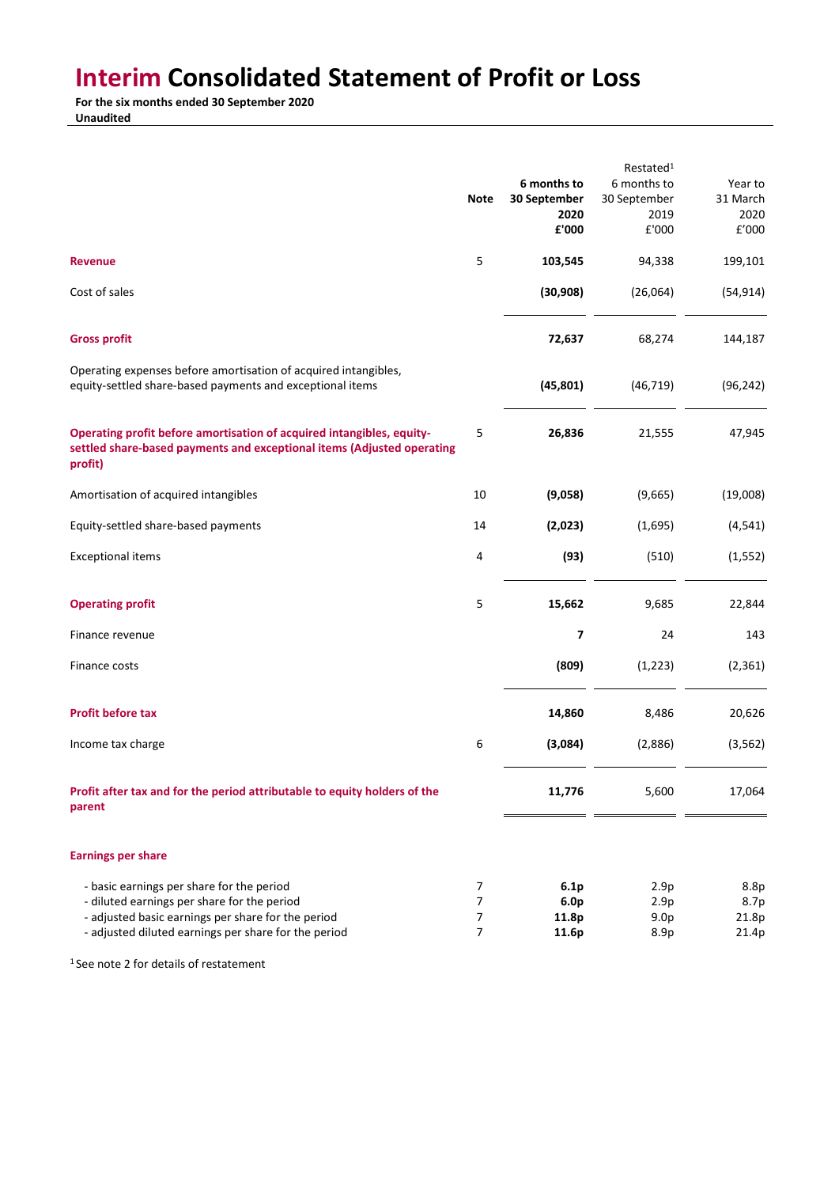# Interim Consolidated Statement of Profit or Loss

**For the six months ended 30 September 2020**
**Unaudited**

| | Note | 6 months to 30 September 2020 £'000 | Restated[1] 6 months to 30 September 2019 £'000 | Year to 31 March 2020 £'000 |
|---|---|---|---|---|
| **Revenue** | 5 | **103,545** | 94,338 | 199,101 |
| Cost of sales | | **(30,908)** | (26,064) | (54,914) |
| **Gross profit** | | **72,637** | 68,274 | 144,187 |
| Operating expenses before amortisation of acquired intangibles, equity-settled share-based payments and exceptional items | | **(45,801)** | (46,719) | (96,242) |
| **Operating profit before amortisation of acquired intangibles, equity-settled share-based payments and exceptional items (Adjusted operating profit)** | 5 | **26,836** | 21,555 | 47,945 |
| Amortisation of acquired intangibles | 10 | **(9,058)** | (9,665) | (19,008) |
| Equity-settled share-based payments | 14 | **(2,023)** | (1,695) | (4,541) |
| Exceptional items | 4 | **(93)** | (510) | (1,552) |
| **Operating profit** | 5 | **15,662** | 9,685 | 22,844 |
| Finance revenue | | **7** | 24 | 143 |
| Finance costs | | **(809)** | (1,223) | (2,361) |
| **Profit before tax** | | **14,860** | 8,486 | 20,626 |
| Income tax charge | 6 | **(3,084)** | (2,886) | (3,562) |
| **Profit after tax and for the period attributable to equity holders of the parent** | | **11,776** | 5,600 | 17,064 |
| **Earnings per share** | | | | |
| - basic earnings per share for the period | 7 | **6.1p** | 2.9p | 8.8p |
| - diluted earnings per share for the period | 7 | **6.0p** | 2.9p | 8.7p |
| - adjusted basic earnings per share for the period | 7 | **11.8p** | 9.0p | 21.8p |
| - adjusted diluted earnings per share for the period | 7 | **11.6p** | 8.9p | 21.4p |

[1] See note 2 for details of restatement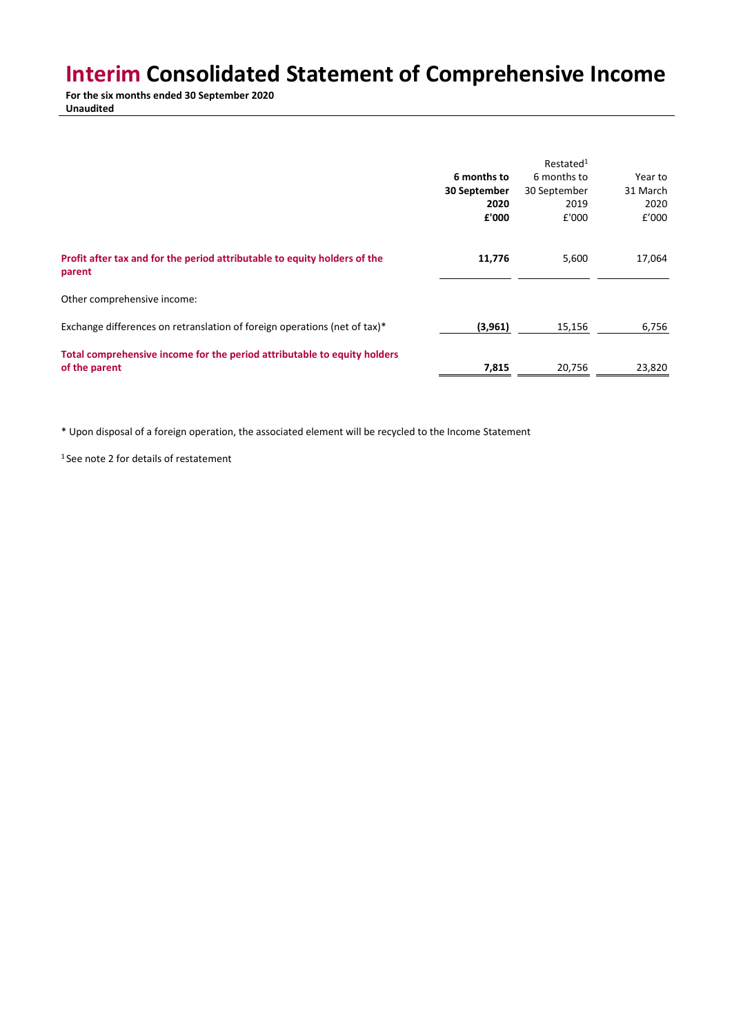# Interim Consolidated Statement of Comprehensive Income

**For the six months ended 30 September 2020**
**Unaudited**

| | **6 months to 30 September 2020 £'000** | Restated[1] 6 months to 30 September 2019 £'000 | Year to 31 March 2020 £'000 |
|---|---|---|---|
| **Profit after tax and for the period attributable to equity holders of the parent** | **11,776** | 5,600 | 17,064 |
| Other comprehensive income: | | | |
| Exchange differences on retranslation of foreign operations (net of tax)* | **(3,961)** | 15,156 | 6,756 |
| **Total comprehensive income for the period attributable to equity holders of the parent** | **7,815** | 20,756 | 23,820 |

* Upon disposal of a foreign operation, the associated element will be recycled to the Income Statement

[1] See note 2 for details of restatement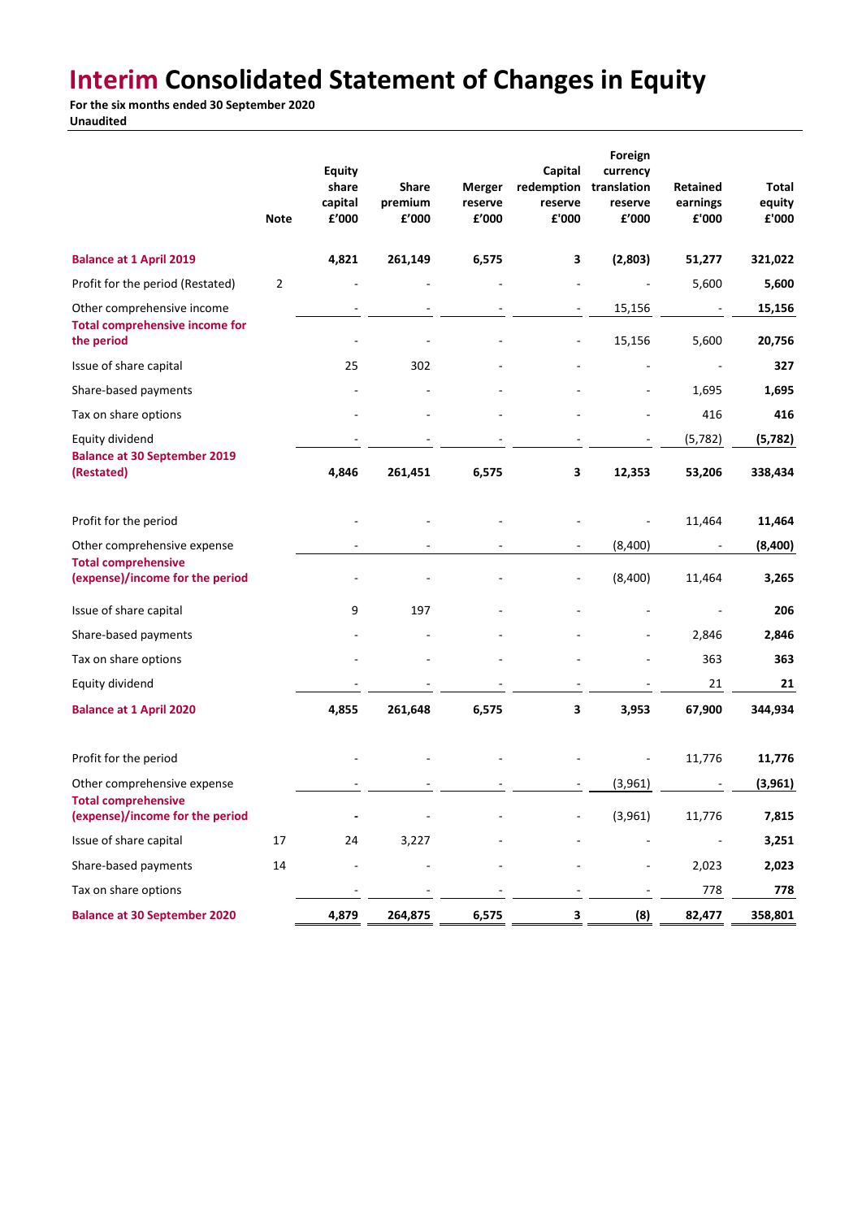# Interim Consolidated Statement of Changes in Equity

**For the six months ended 30 September 2020**
**Unaudited**

| | Note | Equity share capital £'000 | Share premium £'000 | Merger reserve £'000 | Capital redemption reserve £'000 | Foreign currency translation reserve £'000 | Retained earnings £'000 | Total equity £'000 |
|---|---|---|---|---|---|---|---|---|
| **Balance at 1 April 2019** | | **4,821** | **261,149** | **6,575** | **3** | **(2,803)** | **51,277** | **321,022** |
| Profit for the period (Restated) | 2 | - | - | - | - | - | 5,600 | **5,600** |
| Other comprehensive income | | - | - | - | - | 15,156 | - | **15,156** |
| **Total comprehensive income for the period** | | - | - | - | - | 15,156 | 5,600 | **20,756** |
| Issue of share capital | | 25 | 302 | - | - | - | - | **327** |
| Share-based payments | | - | - | - | - | - | 1,695 | **1,695** |
| Tax on share options | | - | - | - | - | - | 416 | **416** |
| Equity dividend | | - | - | - | - | - | (5,782) | **(5,782)** |
| **Balance at 30 September 2019 (Restated)** | | **4,846** | **261,451** | **6,575** | **3** | **12,353** | **53,206** | **338,434** |
| Profit for the period | | - | - | - | - | - | 11,464 | **11,464** |
| Other comprehensive expense | | - | - | - | - | (8,400) | - | **(8,400)** |
| **Total comprehensive (expense)/income for the period** | | - | - | - | - | (8,400) | 11,464 | **3,265** |
| Issue of share capital | | 9 | 197 | - | - | - | - | **206** |
| Share-based payments | | - | - | - | - | - | 2,846 | **2,846** |
| Tax on share options | | - | - | - | - | - | 363 | **363** |
| Equity dividend | | - | - | - | - | - | 21 | **21** |
| **Balance at 1 April 2020** | | **4,855** | **261,648** | **6,575** | **3** | **3,953** | **67,900** | **344,934** |
| Profit for the period | | - | - | - | - | - | 11,776 | **11,776** |
| Other comprehensive expense | | - | - | - | - | (3,961) | - | **(3,961)** |
| **Total comprehensive (expense)/income for the period** | | **-** | - | - | - | (3,961) | 11,776 | **7,815** |
| Issue of share capital | 17 | 24 | 3,227 | - | - | - | - | **3,251** |
| Share-based payments | 14 | - | - | - | - | - | 2,023 | **2,023** |
| Tax on share options | | - | - | - | - | - | 778 | **778** |
| **Balance at 30 September 2020** | | **4,879** | **264,875** | **6,575** | **3** | **(8)** | **82,477** | **358,801** |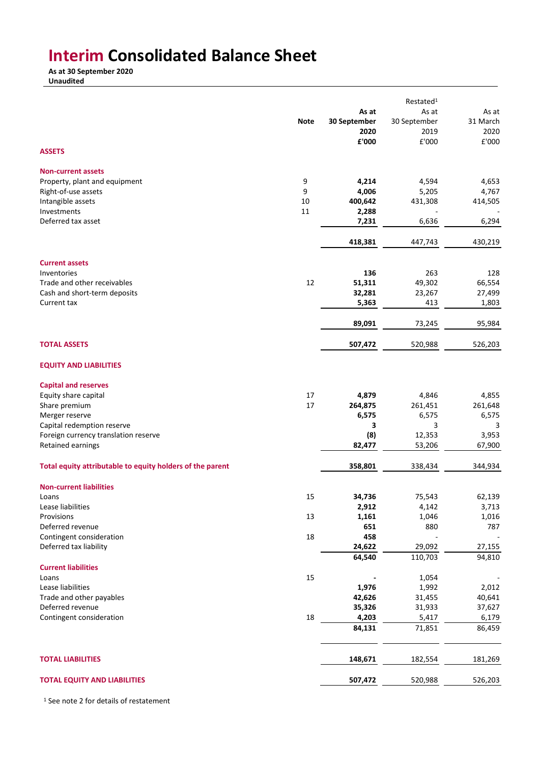# Interim Consolidated Balance Sheet

**As at 30 September 2020**
**Unaudited**

| | Note | As at 30 September 2020 £'000 | Restated[1] As at 30 September 2019 £'000 | As at 31 March 2020 £'000 |
|---|---|---|---|---|
| **ASSETS** | | | | |
| **Non-current assets** | | | | |
| Property, plant and equipment | 9 | **4,214** | 4,594 | 4,653 |
| Right-of-use assets | 9 | **4,006** | 5,205 | 4,767 |
| Intangible assets | 10 | **400,642** | 431,308 | 414,505 |
| Investments | 11 | **2,288** | - | - |
| Deferred tax asset | | **7,231** | 6,636 | 6,294 |
| | | **418,381** | 447,743 | 430,219 |
| **Current assets** | | | | |
| Inventories | | **136** | 263 | 128 |
| Trade and other receivables | 12 | **51,311** | 49,302 | 66,554 |
| Cash and short-term deposits | | **32,281** | 23,267 | 27,499 |
| Current tax | | **5,363** | 413 | 1,803 |
| | | **89,091** | 73,245 | 95,984 |
| **TOTAL ASSETS** | | **507,472** | 520,988 | 526,203 |
| **EQUITY AND LIABILITIES** | | | | |
| **Capital and reserves** | | | | |
| Equity share capital | 17 | **4,879** | 4,846 | 4,855 |
| Share premium | 17 | **264,875** | 261,451 | 261,648 |
| Merger reserve | | **6,575** | 6,575 | 6,575 |
| Capital redemption reserve | | **3** | 3 | 3 |
| Foreign currency translation reserve | | **(8)** | 12,353 | 3,953 |
| Retained earnings | | **82,477** | 53,206 | 67,900 |
| **Total equity attributable to equity holders of the parent** | | **358,801** | 338,434 | 344,934 |
| **Non-current liabilities** | | | | |
| Loans | 15 | **34,736** | 75,543 | 62,139 |
| Lease liabilities | | **2,912** | 4,142 | 3,713 |
| Provisions | 13 | **1,161** | 1,046 | 1,016 |
| Deferred revenue | | **651** | 880 | 787 |
| Contingent consideration | 18 | **458** | - | - |
| Deferred tax liability | | **24,622** | 29,092 | 27,155 |
| | | **64,540** | 110,703 | 94,810 |
| **Current liabilities** | | | | |
| Loans | 15 | **-** | 1,054 | - |
| Lease liabilities | | **1,976** | 1,992 | 2,012 |
| Trade and other payables | | **42,626** | 31,455 | 40,641 |
| Deferred revenue | | **35,326** | 31,933 | 37,627 |
| Contingent consideration | 18 | **4,203** | 5,417 | 6,179 |
| | | **84,131** | 71,851 | 86,459 |
| **TOTAL LIABILITIES** | | **148,671** | 182,554 | 181,269 |
| **TOTAL EQUITY AND LIABILITIES** | | **507,472** | 520,988 | 526,203 |

[1] See note 2 for details of restatement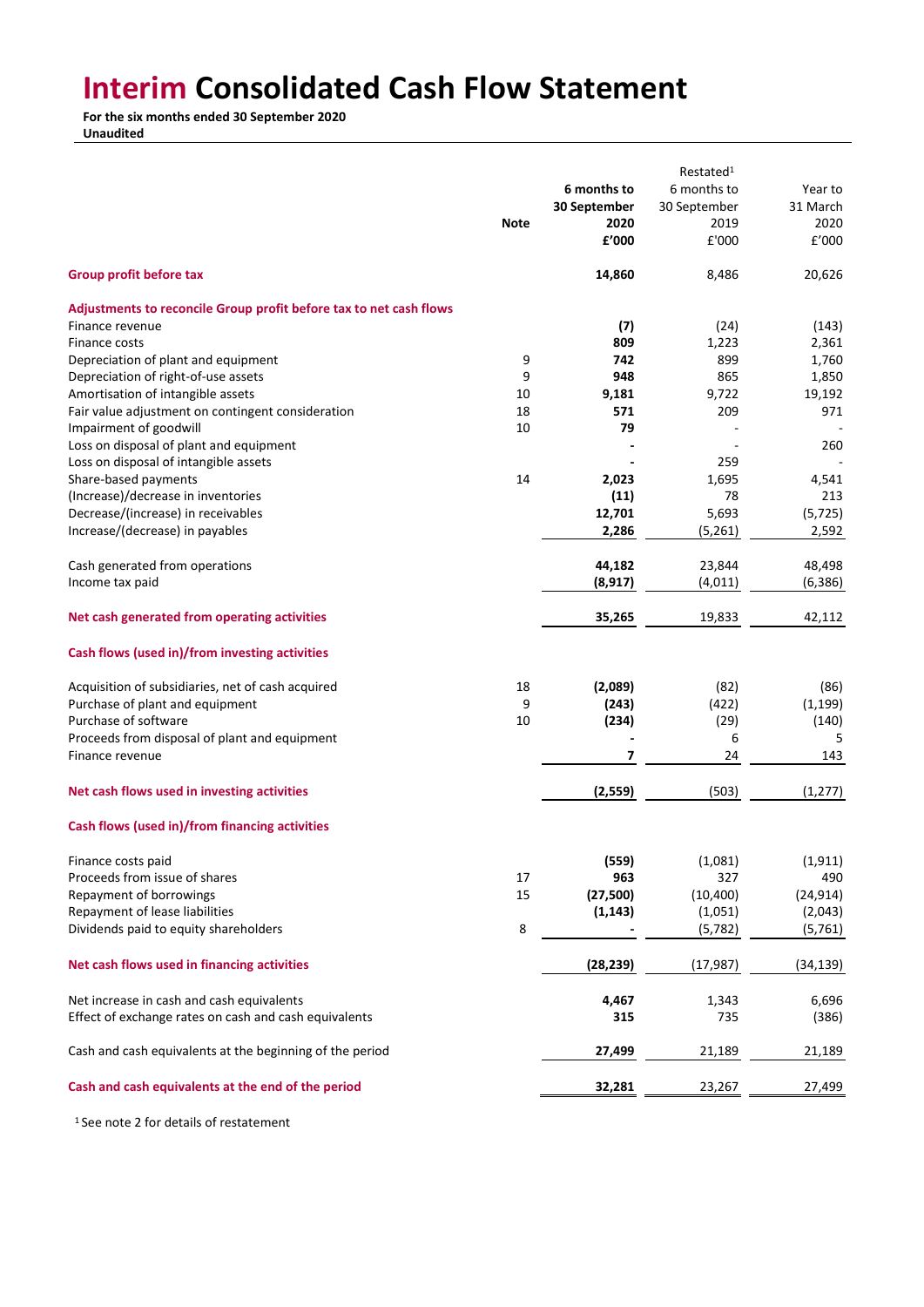# Interim Consolidated Cash Flow Statement

**For the six months ended 30 September 2020**
**Unaudited**

| | Note | 6 months to 30 September 2020 £'000 | Restated[1] 6 months to 30 September 2019 £'000 | Year to 31 March 2020 £'000 |
|---|---|---|---|---|
| **Group profit before tax** | | **14,860** | 8,486 | 20,626 |
| | | | | |
| **Adjustments to reconcile Group profit before tax to net cash flows** | | | | |
| Finance revenue | | **(7)** | (24) | (143) |
| Finance costs | | **809** | 1,223 | 2,361 |
| Depreciation of plant and equipment | 9 | **742** | 899 | 1,760 |
| Depreciation of right-of-use assets | 9 | **948** | 865 | 1,850 |
| Amortisation of intangible assets | 10 | **9,181** | 9,722 | 19,192 |
| Fair value adjustment on contingent consideration | 18 | **571** | 209 | 971 |
| Impairment of goodwill | 10 | **79** | - | - |
| Loss on disposal of plant and equipment | | **-** | - | 260 |
| Loss on disposal of intangible assets | | **-** | 259 | - |
| Share-based payments | 14 | **2,023** | 1,695 | 4,541 |
| (Increase)/decrease in inventories | | **(11)** | 78 | 213 |
| Decrease/(increase) in receivables | | **12,701** | 5,693 | (5,725) |
| Increase/(decrease) in payables | | **2,286** | (5,261) | 2,592 |
| | | | | |
| Cash generated from operations | | **44,182** | 23,844 | 48,498 |
| Income tax paid | | **(8,917)** | (4,011) | (6,386) |
| | | | | |
| **Net cash generated from operating activities** | | **35,265** | 19,833 | 42,112 |
| | | | | |
| **Cash flows (used in)/from investing activities** | | | | |
| Acquisition of subsidiaries, net of cash acquired | 18 | **(2,089)** | (82) | (86) |
| Purchase of plant and equipment | 9 | **(243)** | (422) | (1,199) |
| Purchase of software | 10 | **(234)** | (29) | (140) |
| Proceeds from disposal of plant and equipment | | **-** | 6 | 5 |
| Finance revenue | | **7** | 24 | 143 |
| | | | | |
| **Net cash flows used in investing activities** | | **(2,559)** | (503) | (1,277) |
| | | | | |
| **Cash flows (used in)/from financing activities** | | | | |
| Finance costs paid | | **(559)** | (1,081) | (1,911) |
| Proceeds from issue of shares | 17 | **963** | 327 | 490 |
| Repayment of borrowings | 15 | **(27,500)** | (10,400) | (24,914) |
| Repayment of lease liabilities | | **(1,143)** | (1,051) | (2,043) |
| Dividends paid to equity shareholders | 8 | **-** | (5,782) | (5,761) |
| | | | | |
| **Net cash flows used in financing activities** | | **(28,239)** | (17,987) | (34,139) |
| | | | | |
| Net increase in cash and cash equivalents | | **4,467** | 1,343 | 6,696 |
| Effect of exchange rates on cash and cash equivalents | | **315** | 735 | (386) |
| | | | | |
| Cash and cash equivalents at the beginning of the period | | **27,499** | 21,189 | 21,189 |
| | | | | |
| **Cash and cash equivalents at the end of the period** | | **32,281** | 23,267 | 27,499 |

[1] See note 2 for details of restatement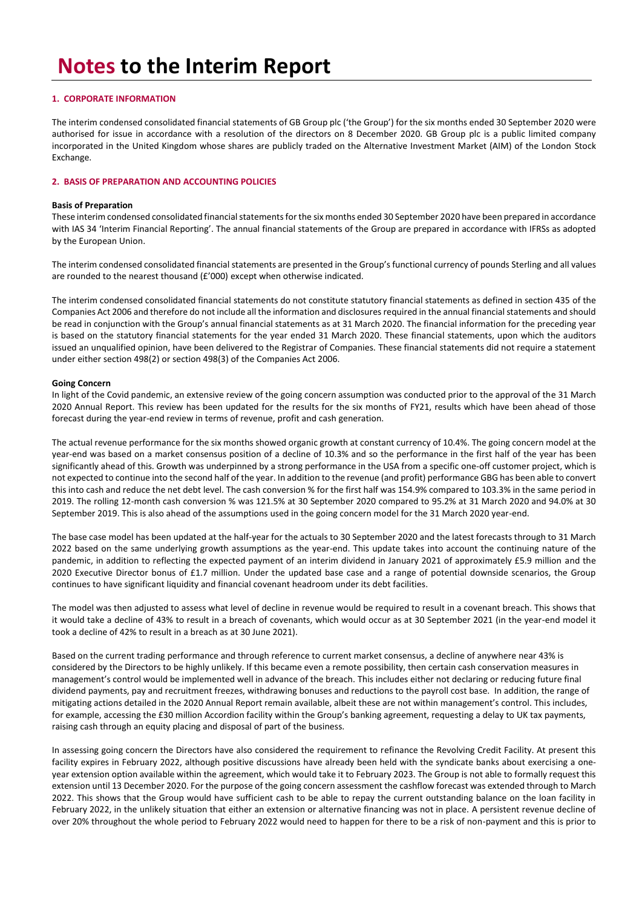# Notes to the Interim Report

### 1. CORPORATE INFORMATION

The interim condensed consolidated financial statements of GB Group plc ('the Group') for the six months ended 30 September 2020 were authorised for issue in accordance with a resolution of the directors on 8 December 2020. GB Group plc is a public limited company incorporated in the United Kingdom whose shares are publicly traded on the Alternative Investment Market (AIM) of the London Stock Exchange.

### 2. BASIS OF PREPARATION AND ACCOUNTING POLICIES

**Basis of Preparation**

These interim condensed consolidated financial statements for the six months ended 30 September 2020 have been prepared in accordance with IAS 34 'Interim Financial Reporting'. The annual financial statements of the Group are prepared in accordance with IFRSs as adopted by the European Union.

The interim condensed consolidated financial statements are presented in the Group's functional currency of pounds Sterling and all values are rounded to the nearest thousand (£'000) except when otherwise indicated.

The interim condensed consolidated financial statements do not constitute statutory financial statements as defined in section 435 of the Companies Act 2006 and therefore do not include all the information and disclosures required in the annual financial statements and should be read in conjunction with the Group's annual financial statements as at 31 March 2020. The financial information for the preceding year is based on the statutory financial statements for the year ended 31 March 2020. These financial statements, upon which the auditors issued an unqualified opinion, have been delivered to the Registrar of Companies. These financial statements did not require a statement under either section 498(2) or section 498(3) of the Companies Act 2006.

**Going Concern**

In light of the Covid pandemic, an extensive review of the going concern assumption was conducted prior to the approval of the 31 March 2020 Annual Report. This review has been updated for the results for the six months of FY21, results which have been ahead of those forecast during the year-end review in terms of revenue, profit and cash generation.

The actual revenue performance for the six months showed organic growth at constant currency of 10.4%. The going concern model at the year-end was based on a market consensus position of a decline of 10.3% and so the performance in the first half of the year has been significantly ahead of this. Growth was underpinned by a strong performance in the USA from a specific one-off customer project, which is not expected to continue into the second half of the year. In addition to the revenue (and profit) performance GBG has been able to convert this into cash and reduce the net debt level. The cash conversion % for the first half was 154.9% compared to 103.3% in the same period in 2019. The rolling 12-month cash conversion % was 121.5% at 30 September 2020 compared to 95.2% at 31 March 2020 and 94.0% at 30 September 2019. This is also ahead of the assumptions used in the going concern model for the 31 March 2020 year-end.

The base case model has been updated at the half-year for the actuals to 30 September 2020 and the latest forecasts through to 31 March 2022 based on the same underlying growth assumptions as the year-end. This update takes into account the continuing nature of the pandemic, in addition to reflecting the expected payment of an interim dividend in January 2021 of approximately £5.9 million and the 2020 Executive Director bonus of £1.7 million. Under the updated base case and a range of potential downside scenarios, the Group continues to have significant liquidity and financial covenant headroom under its debt facilities.

The model was then adjusted to assess what level of decline in revenue would be required to result in a covenant breach. This shows that it would take a decline of 43% to result in a breach of covenants, which would occur as at 30 September 2021 (in the year-end model it took a decline of 42% to result in a breach as at 30 June 2021).

Based on the current trading performance and through reference to current market consensus, a decline of anywhere near 43% is considered by the Directors to be highly unlikely. If this became even a remote possibility, then certain cash conservation measures in management's control would be implemented well in advance of the breach. This includes either not declaring or reducing future final dividend payments, pay and recruitment freezes, withdrawing bonuses and reductions to the payroll cost base. In addition, the range of mitigating actions detailed in the 2020 Annual Report remain available, albeit these are not within management's control. This includes, for example, accessing the £30 million Accordion facility within the Group's banking agreement, requesting a delay to UK tax payments, raising cash through an equity placing and disposal of part of the business.

In assessing going concern the Directors have also considered the requirement to refinance the Revolving Credit Facility. At present this facility expires in February 2022, although positive discussions have already been held with the syndicate banks about exercising a one-year extension option available within the agreement, which would take it to February 2023. The Group is not able to formally request this extension until 13 December 2020. For the purpose of the going concern assessment the cashflow forecast was extended through to March 2022. This shows that the Group would have sufficient cash to be able to repay the current outstanding balance on the loan facility in February 2022, in the unlikely situation that either an extension or alternative financing was not in place. A persistent revenue decline of over 20% throughout the whole period to February 2022 would need to happen for there to be a risk of non-payment and this is prior to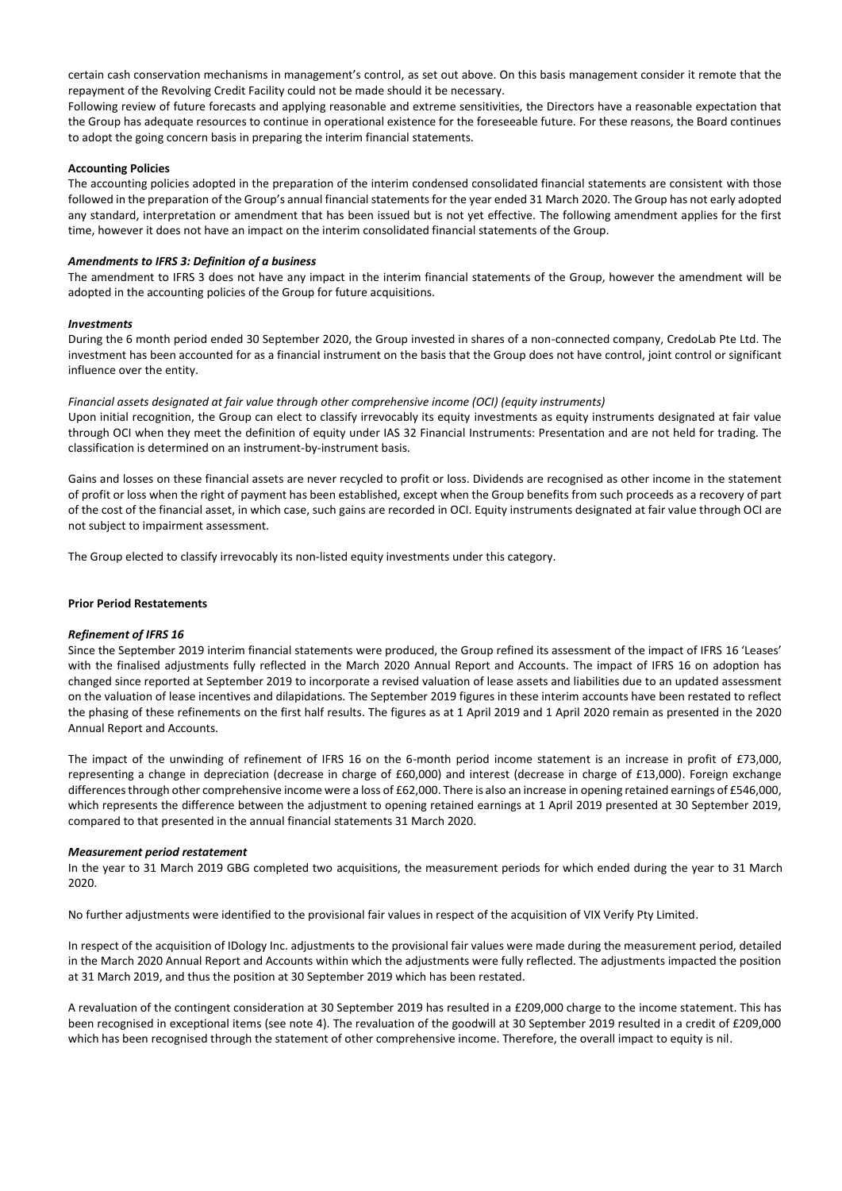certain cash conservation mechanisms in management's control, as set out above. On this basis management consider it remote that the repayment of the Revolving Credit Facility could not be made should it be necessary.

Following review of future forecasts and applying reasonable and extreme sensitivities, the Directors have a reasonable expectation that the Group has adequate resources to continue in operational existence for the foreseeable future. For these reasons, the Board continues to adopt the going concern basis in preparing the interim financial statements.

**Accounting Policies**

The accounting policies adopted in the preparation of the interim condensed consolidated financial statements are consistent with those followed in the preparation of the Group's annual financial statements for the year ended 31 March 2020. The Group has not early adopted any standard, interpretation or amendment that has been issued but is not yet effective. The following amendment applies for the first time, however it does not have an impact on the interim consolidated financial statements of the Group.

***Amendments to IFRS 3: Definition of a business***

The amendment to IFRS 3 does not have any impact in the interim financial statements of the Group, however the amendment will be adopted in the accounting policies of the Group for future acquisitions.

***Investments***

During the 6 month period ended 30 September 2020, the Group invested in shares of a non-connected company, CredoLab Pte Ltd. The investment has been accounted for as a financial instrument on the basis that the Group does not have control, joint control or significant influence over the entity.

*Financial assets designated at fair value through other comprehensive income (OCI) (equity instruments)*

Upon initial recognition, the Group can elect to classify irrevocably its equity investments as equity instruments designated at fair value through OCI when they meet the definition of equity under IAS 32 Financial Instruments: Presentation and are not held for trading. The classification is determined on an instrument-by-instrument basis.

Gains and losses on these financial assets are never recycled to profit or loss. Dividends are recognised as other income in the statement of profit or loss when the right of payment has been established, except when the Group benefits from such proceeds as a recovery of part of the cost of the financial asset, in which case, such gains are recorded in OCI. Equity instruments designated at fair value through OCI are not subject to impairment assessment.

The Group elected to classify irrevocably its non-listed equity investments under this category.

**Prior Period Restatements**

***Refinement of IFRS 16***

Since the September 2019 interim financial statements were produced, the Group refined its assessment of the impact of IFRS 16 'Leases' with the finalised adjustments fully reflected in the March 2020 Annual Report and Accounts. The impact of IFRS 16 on adoption has changed since reported at September 2019 to incorporate a revised valuation of lease assets and liabilities due to an updated assessment on the valuation of lease incentives and dilapidations. The September 2019 figures in these interim accounts have been restated to reflect the phasing of these refinements on the first half results. The figures as at 1 April 2019 and 1 April 2020 remain as presented in the 2020 Annual Report and Accounts.

The impact of the unwinding of refinement of IFRS 16 on the 6-month period income statement is an increase in profit of £73,000, representing a change in depreciation (decrease in charge of £60,000) and interest (decrease in charge of £13,000). Foreign exchange differences through other comprehensive income were a loss of £62,000. There is also an increase in opening retained earnings of £546,000, which represents the difference between the adjustment to opening retained earnings at 1 April 2019 presented at 30 September 2019, compared to that presented in the annual financial statements 31 March 2020.

***Measurement period restatement***

In the year to 31 March 2019 GBG completed two acquisitions, the measurement periods for which ended during the year to 31 March 2020.

No further adjustments were identified to the provisional fair values in respect of the acquisition of VIX Verify Pty Limited.

In respect of the acquisition of IDology Inc. adjustments to the provisional fair values were made during the measurement period, detailed in the March 2020 Annual Report and Accounts within which the adjustments were fully reflected. The adjustments impacted the position at 31 March 2019, and thus the position at 30 September 2019 which has been restated.

A revaluation of the contingent consideration at 30 September 2019 has resulted in a £209,000 charge to the income statement. This has been recognised in exceptional items (see note 4). The revaluation of the goodwill at 30 September 2019 resulted in a credit of £209,000 which has been recognised through the statement of other comprehensive income. Therefore, the overall impact to equity is nil.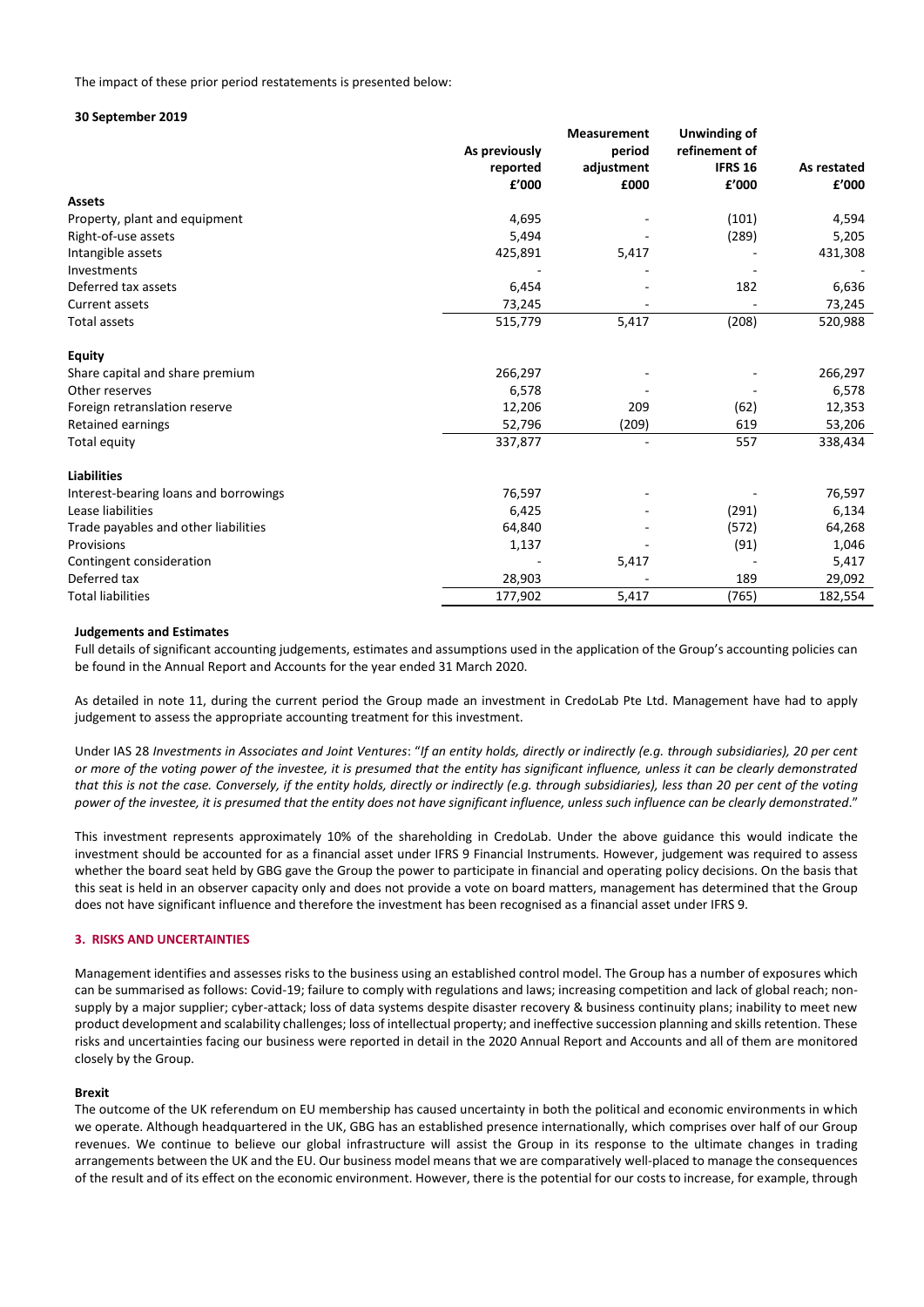The impact of these prior period restatements is presented below:

**30 September 2019**

| | As previously reported £'000 | Measurement period adjustment £000 | Unwinding of refinement of IFRS 16 £'000 | As restated £'000 |
|---|---|---|---|---|
| **Assets** | | | | |
| Property, plant and equipment | 4,695 | - | (101) | 4,594 |
| Right-of-use assets | 5,494 | - | (289) | 5,205 |
| Intangible assets | 425,891 | 5,417 | - | 431,308 |
| Investments | - | - | - | - |
| Deferred tax assets | 6,454 | - | 182 | 6,636 |
| Current assets | 73,245 | - | - | 73,245 |
| Total assets | 515,779 | 5,417 | (208) | 520,988 |
| **Equity** | | | | |
| Share capital and share premium | 266,297 | - | - | 266,297 |
| Other reserves | 6,578 | - | - | 6,578 |
| Foreign retranslation reserve | 12,206 | 209 | (62) | 12,353 |
| Retained earnings | 52,796 | (209) | 619 | 53,206 |
| Total equity | 337,877 | - | 557 | 338,434 |
| **Liabilities** | | | | |
| Interest-bearing loans and borrowings | 76,597 | - | - | 76,597 |
| Lease liabilities | 6,425 | - | (291) | 6,134 |
| Trade payables and other liabilities | 64,840 | - | (572) | 64,268 |
| Provisions | 1,137 | - | (91) | 1,046 |
| Contingent consideration | - | 5,417 | - | 5,417 |
| Deferred tax | 28,903 | - | 189 | 29,092 |
| Total liabilities | 177,902 | 5,417 | (765) | 182,554 |

**Judgements and Estimates**

Full details of significant accounting judgements, estimates and assumptions used in the application of the Group's accounting policies can be found in the Annual Report and Accounts for the year ended 31 March 2020.

As detailed in note 11, during the current period the Group made an investment in CredoLab Pte Ltd. Management have had to apply judgement to assess the appropriate accounting treatment for this investment.

Under IAS 28 *Investments in Associates and Joint Ventures*: "*If an entity holds, directly or indirectly (e.g. through subsidiaries), 20 per cent or more of the voting power of the investee, it is presumed that the entity has significant influence, unless it can be clearly demonstrated that this is not the case. Conversely, if the entity holds, directly or indirectly (e.g. through subsidiaries), less than 20 per cent of the voting power of the investee, it is presumed that the entity does not have significant influence, unless such influence can be clearly demonstrated*."

This investment represents approximately 10% of the shareholding in CredoLab. Under the above guidance this would indicate the investment should be accounted for as a financial asset under IFRS 9 Financial Instruments. However, judgement was required to assess whether the board seat held by GBG gave the Group the power to participate in financial and operating policy decisions. On the basis that this seat is held in an observer capacity only and does not provide a vote on board matters, management has determined that the Group does not have significant influence and therefore the investment has been recognised as a financial asset under IFRS 9.

## 3. RISKS AND UNCERTAINTIES

Management identifies and assesses risks to the business using an established control model. The Group has a number of exposures which can be summarised as follows: Covid-19; failure to comply with regulations and laws; increasing competition and lack of global reach; non-supply by a major supplier; cyber-attack; loss of data systems despite disaster recovery & business continuity plans; inability to meet new product development and scalability challenges; loss of intellectual property; and ineffective succession planning and skills retention. These risks and uncertainties facing our business were reported in detail in the 2020 Annual Report and Accounts and all of them are monitored closely by the Group.

**Brexit**

The outcome of the UK referendum on EU membership has caused uncertainty in both the political and economic environments in which we operate. Although headquartered in the UK, GBG has an established presence internationally, which comprises over half of our Group revenues. We continue to believe our global infrastructure will assist the Group in its response to the ultimate changes in trading arrangements between the UK and the EU. Our business model means that we are comparatively well-placed to manage the consequences of the result and of its effect on the economic environment. However, there is the potential for our costs to increase, for example, through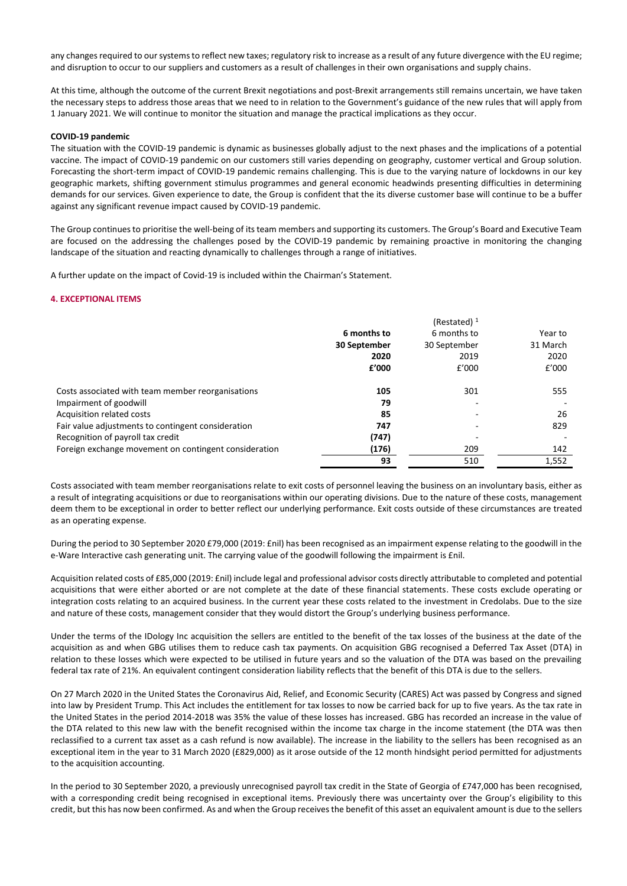any changes required to our systems to reflect new taxes; regulatory risk to increase as a result of any future divergence with the EU regime; and disruption to occur to our suppliers and customers as a result of challenges in their own organisations and supply chains.

At this time, although the outcome of the current Brexit negotiations and post-Brexit arrangements still remains uncertain, we have taken the necessary steps to address those areas that we need to in relation to the Government's guidance of the new rules that will apply from 1 January 2021. We will continue to monitor the situation and manage the practical implications as they occur.

**COVID-19 pandemic**

The situation with the COVID-19 pandemic is dynamic as businesses globally adjust to the next phases and the implications of a potential vaccine. The impact of COVID-19 pandemic on our customers still varies depending on geography, customer vertical and Group solution. Forecasting the short-term impact of COVID-19 pandemic remains challenging. This is due to the varying nature of lockdowns in our key geographic markets, shifting government stimulus programmes and general economic headwinds presenting difficulties in determining demands for our services. Given experience to date, the Group is confident that the its diverse customer base will continue to be a buffer against any significant revenue impact caused by COVID-19 pandemic.

The Group continues to prioritise the well-being of its team members and supporting its customers. The Group's Board and Executive Team are focused on the addressing the challenges posed by the COVID-19 pandemic by remaining proactive in monitoring the changing landscape of the situation and reacting dynamically to challenges through a range of initiatives.

A further update on the impact of Covid-19 is included within the Chairman's Statement.

## 4. EXCEPTIONAL ITEMS

| | **6 months to 30 September 2020 £'000** | (Restated) [1] 6 months to 30 September 2019 £'000 | Year to 31 March 2020 £'000 |
|---|---|---|---|
| Costs associated with team member reorganisations | **105** | 301 | 555 |
| Impairment of goodwill | **79** | - | - |
| Acquisition related costs | **85** | - | 26 |
| Fair value adjustments to contingent consideration | **747** | - | 829 |
| Recognition of payroll tax credit | **(747)** | - | - |
| Foreign exchange movement on contingent consideration | **(176)** | 209 | 142 |
| | **93** | 510 | 1,552 |

Costs associated with team member reorganisations relate to exit costs of personnel leaving the business on an involuntary basis, either as a result of integrating acquisitions or due to reorganisations within our operating divisions. Due to the nature of these costs, management deem them to be exceptional in order to better reflect our underlying performance. Exit costs outside of these circumstances are treated as an operating expense.

During the period to 30 September 2020 £79,000 (2019: £nil) has been recognised as an impairment expense relating to the goodwill in the e-Ware Interactive cash generating unit. The carrying value of the goodwill following the impairment is £nil.

Acquisition related costs of £85,000 (2019: £nil) include legal and professional advisor costs directly attributable to completed and potential acquisitions that were either aborted or are not complete at the date of these financial statements. These costs exclude operating or integration costs relating to an acquired business. In the current year these costs related to the investment in Credolabs. Due to the size and nature of these costs, management consider that they would distort the Group's underlying business performance.

Under the terms of the IDology Inc acquisition the sellers are entitled to the benefit of the tax losses of the business at the date of the acquisition as and when GBG utilises them to reduce cash tax payments. On acquisition GBG recognised a Deferred Tax Asset (DTA) in relation to these losses which were expected to be utilised in future years and so the valuation of the DTA was based on the prevailing federal tax rate of 21%. An equivalent contingent consideration liability reflects that the benefit of this DTA is due to the sellers.

On 27 March 2020 in the United States the Coronavirus Aid, Relief, and Economic Security (CARES) Act was passed by Congress and signed into law by President Trump. This Act includes the entitlement for tax losses to now be carried back for up to five years. As the tax rate in the United States in the period 2014-2018 was 35% the value of these losses has increased. GBG has recorded an increase in the value of the DTA related to this new law with the benefit recognised within the income tax charge in the income statement (the DTA was then reclassified to a current tax asset as a cash refund is now available). The increase in the liability to the sellers has been recognised as an exceptional item in the year to 31 March 2020 (£829,000) as it arose outside of the 12 month hindsight period permitted for adjustments to the acquisition accounting.

In the period to 30 September 2020, a previously unrecognised payroll tax credit in the State of Georgia of £747,000 has been recognised, with a corresponding credit being recognised in exceptional items. Previously there was uncertainty over the Group's eligibility to this credit, but this has now been confirmed. As and when the Group receives the benefit of this asset an equivalent amount is due to the sellers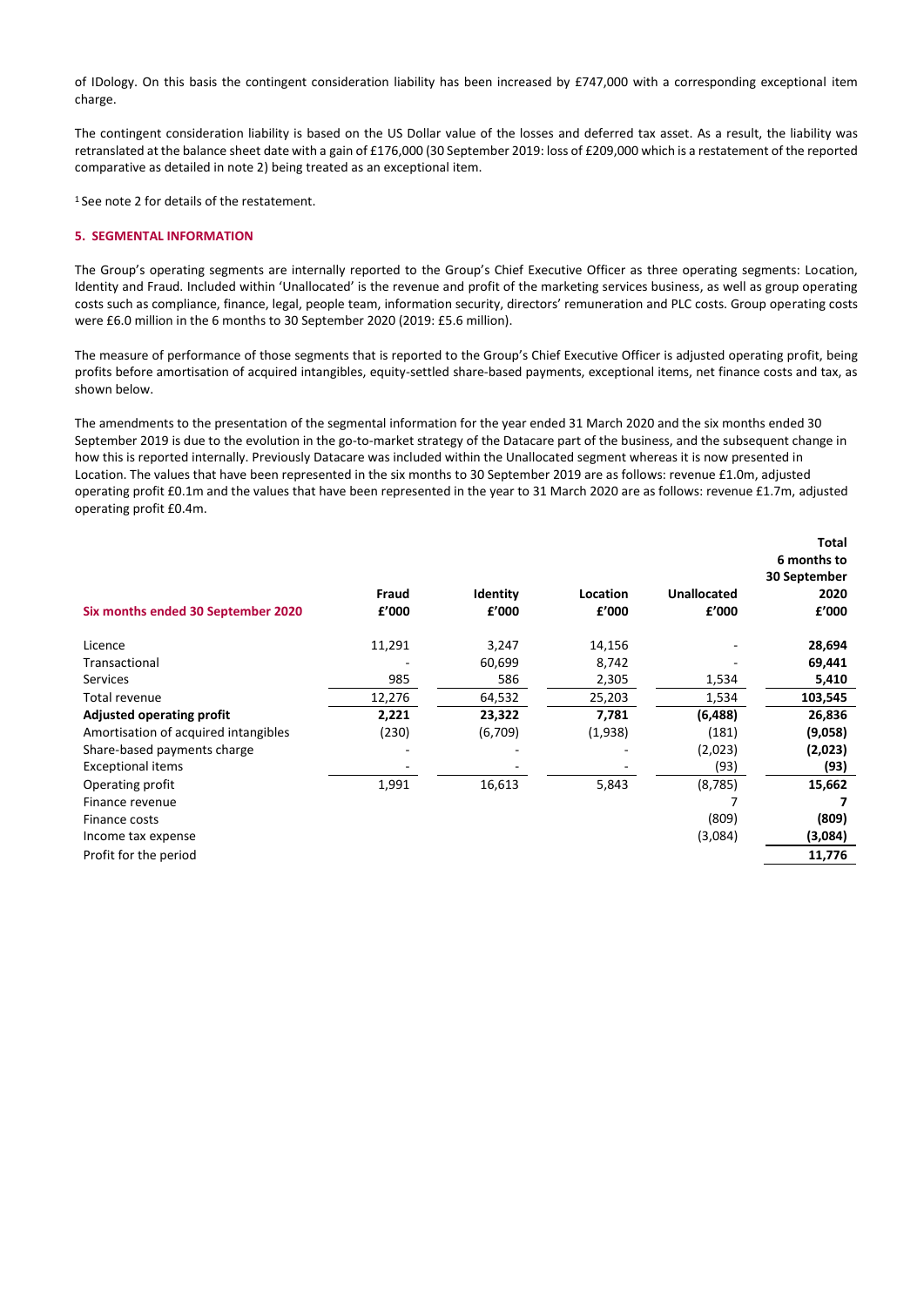of IDology. On this basis the contingent consideration liability has been increased by £747,000 with a corresponding exceptional item charge.

The contingent consideration liability is based on the US Dollar value of the losses and deferred tax asset. As a result, the liability was retranslated at the balance sheet date with a gain of £176,000 (30 September 2019: loss of £209,000 which is a restatement of the reported comparative as detailed in note 2) being treated as an exceptional item.

[1] See note 2 for details of the restatement.

## 5. SEGMENTAL INFORMATION

The Group's operating segments are internally reported to the Group's Chief Executive Officer as three operating segments: Location, Identity and Fraud. Included within 'Unallocated' is the revenue and profit of the marketing services business, as well as group operating costs such as compliance, finance, legal, people team, information security, directors' remuneration and PLC costs. Group operating costs were £6.0 million in the 6 months to 30 September 2020 (2019: £5.6 million).

The measure of performance of those segments that is reported to the Group's Chief Executive Officer is adjusted operating profit, being profits before amortisation of acquired intangibles, equity-settled share-based payments, exceptional items, net finance costs and tax, as shown below.

The amendments to the presentation of the segmental information for the year ended 31 March 2020 and the six months ended 30 September 2019 is due to the evolution in the go-to-market strategy of the Datacare part of the business, and the subsequent change in how this is reported internally. Previously Datacare was included within the Unallocated segment whereas it is now presented in Location. The values that have been represented in the six months to 30 September 2019 are as follows: revenue £1.0m, adjusted operating profit £0.1m and the values that have been represented in the year to 31 March 2020 are as follows: revenue £1.7m, adjusted operating profit £0.4m.

| Six months ended 30 September 2020 | Fraud £'000 | Identity £'000 | Location £'000 | Unallocated £'000 | Total 6 months to 30 September 2020 £'000 |
|---|---|---|---|---|---|
| Licence | 11,291 | 3,247 | 14,156 | - | **28,694** |
| Transactional | - | 60,699 | 8,742 | - | **69,441** |
| Services | 985 | 586 | 2,305 | 1,534 | **5,410** |
| Total revenue | 12,276 | 64,532 | 25,203 | 1,534 | **103,545** |
| **Adjusted operating profit** | **2,221** | **23,322** | **7,781** | **(6,488)** | **26,836** |
| Amortisation of acquired intangibles | (230) | (6,709) | (1,938) | (181) | **(9,058)** |
| Share-based payments charge | - | - | - | (2,023) | **(2,023)** |
| Exceptional items | - | - | - | (93) | **(93)** |
| Operating profit | 1,991 | 16,613 | 5,843 | (8,785) | **15,662** |
| Finance revenue | | | | 7 | **7** |
| Finance costs | | | | (809) | **(809)** |
| Income tax expense | | | | (3,084) | **(3,084)** |
| Profit for the period | | | | | **11,776** |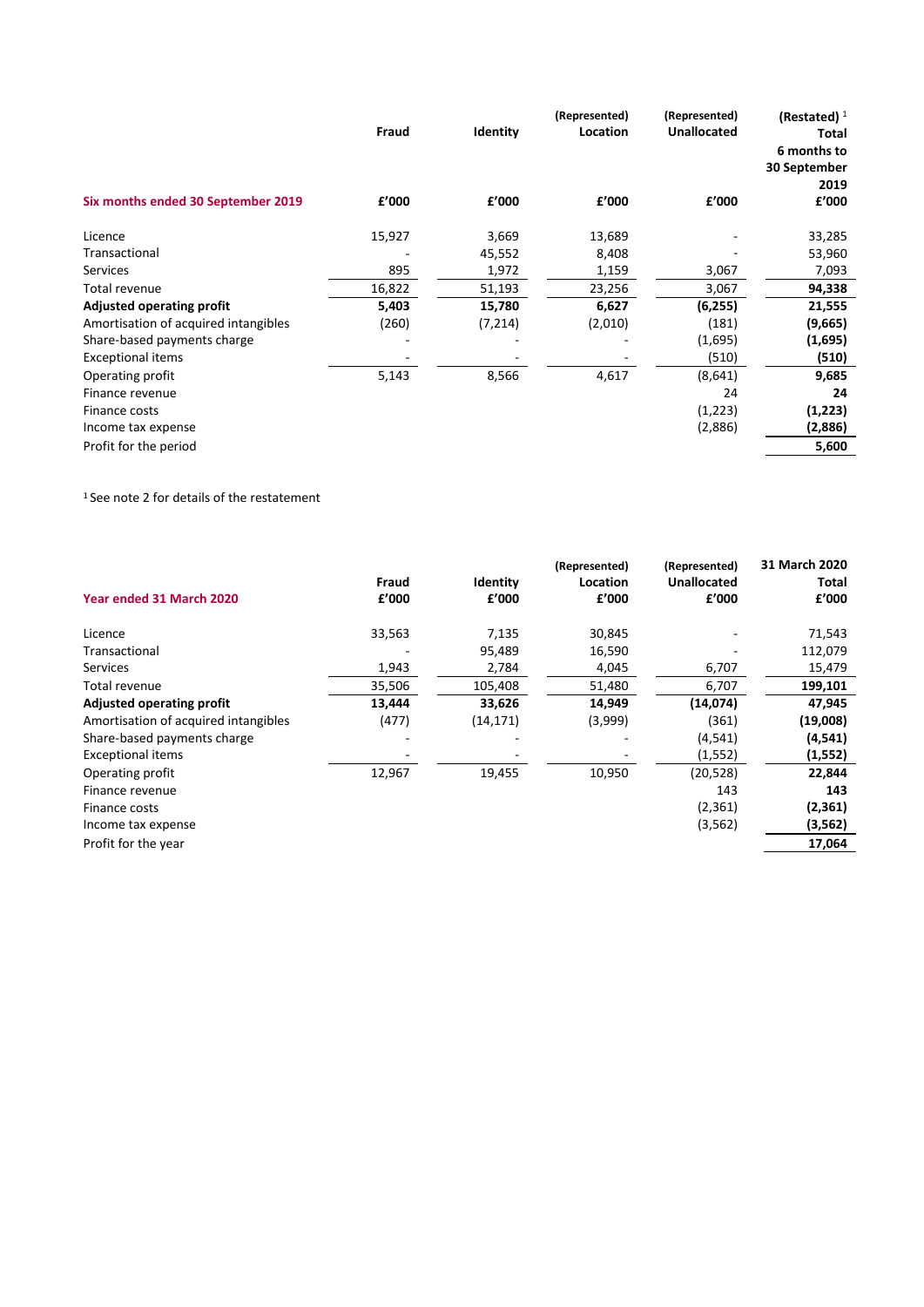| Six months ended 30 September 2019 | Fraud £'000 | Identity £'000 | (Represented) Location £'000 | (Represented) Unallocated £'000 | (Restated) [1] Total 6 months to 30 September 2019 £'000 |
|---|---|---|---|---|---|
| Licence | 15,927 | 3,669 | 13,689 | - | 33,285 |
| Transactional | - | 45,552 | 8,408 | - | 53,960 |
| Services | 895 | 1,972 | 1,159 | 3,067 | 7,093 |
| Total revenue | 16,822 | 51,193 | 23,256 | 3,067 | 94,338 |
| **Adjusted operating profit** | **5,403** | **15,780** | **6,627** | **(6,255)** | **21,555** |
| Amortisation of acquired intangibles | (260) | (7,214) | (2,010) | (181) | **(9,665)** |
| Share-based payments charge | - | - | - | (1,695) | **(1,695)** |
| Exceptional items | - | - | - | (510) | **(510)** |
| Operating profit | 5,143 | 8,566 | 4,617 | (8,641) | **9,685** |
| Finance revenue | | | | 24 | **24** |
| Finance costs | | | | (1,223) | **(1,223)** |
| Income tax expense | | | | (2,886) | **(2,886)** |
| Profit for the period | | | | | **5,600** |

[1] See note 2 for details of the restatement

| Year ended 31 March 2020 | Fraud £'000 | Identity £'000 | (Represented) Location £'000 | (Represented) Unallocated £'000 | 31 March 2020 Total £'000 |
|---|---|---|---|---|---|
| Licence | 33,563 | 7,135 | 30,845 | - | 71,543 |
| Transactional | - | 95,489 | 16,590 | - | 112,079 |
| Services | 1,943 | 2,784 | 4,045 | 6,707 | 15,479 |
| Total revenue | 35,506 | 105,408 | 51,480 | 6,707 | 199,101 |
| **Adjusted operating profit** | **13,444** | **33,626** | **14,949** | **(14,074)** | **47,945** |
| Amortisation of acquired intangibles | (477) | (14,171) | (3,999) | (361) | **(19,008)** |
| Share-based payments charge | - | - | - | (4,541) | **(4,541)** |
| Exceptional items | - | - | - | (1,552) | **(1,552)** |
| Operating profit | 12,967 | 19,455 | 10,950 | (20,528) | **22,844** |
| Finance revenue | | | | 143 | **143** |
| Finance costs | | | | (2,361) | **(2,361)** |
| Income tax expense | | | | (3,562) | **(3,562)** |
| Profit for the year | | | | | **17,064** |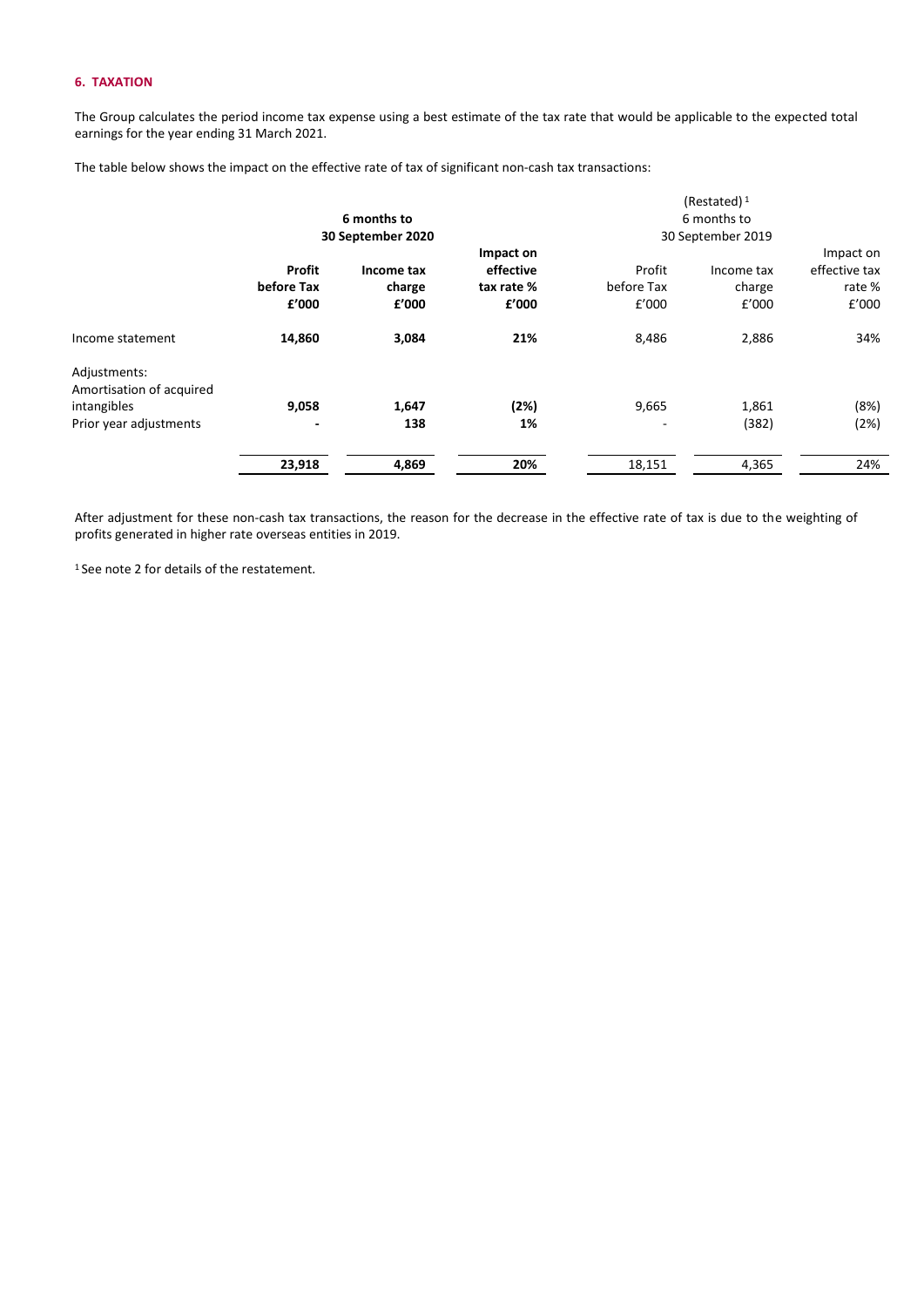#### 6. TAXATION

The Group calculates the period income tax expense using a best estimate of the tax rate that would be applicable to the expected total earnings for the year ending 31 March 2021.

The table below shows the impact on the effective rate of tax of significant non-cash tax transactions:

| | 6 months to 30 September 2020 | | | (Restated) [1] 6 months to 30 September 2019 | | |
|---|---|---|---|---|---|---|
| | **Profit before Tax £'000** | **Income tax charge £'000** | **Impact on effective tax rate % £'000** | Profit before Tax £'000 | Income tax charge £'000 | Impact on effective tax rate % £'000 |
| Income statement | **14,860** | **3,084** | **21%** | 8,486 | 2,886 | 34% |
| Adjustments: | | | | | | |
| Amortisation of acquired intangibles | **9,058** | **1,647** | **(2%)** | 9,665 | 1,861 | (8%) |
| Prior year adjustments | **-** | **138** | **1%** | - | (382) | (2%) |
| | **23,918** | **4,869** | **20%** | 18,151 | 4,365 | 24% |

After adjustment for these non-cash tax transactions, the reason for the decrease in the effective rate of tax is due to the weighting of profits generated in higher rate overseas entities in 2019.

[1] See note 2 for details of the restatement.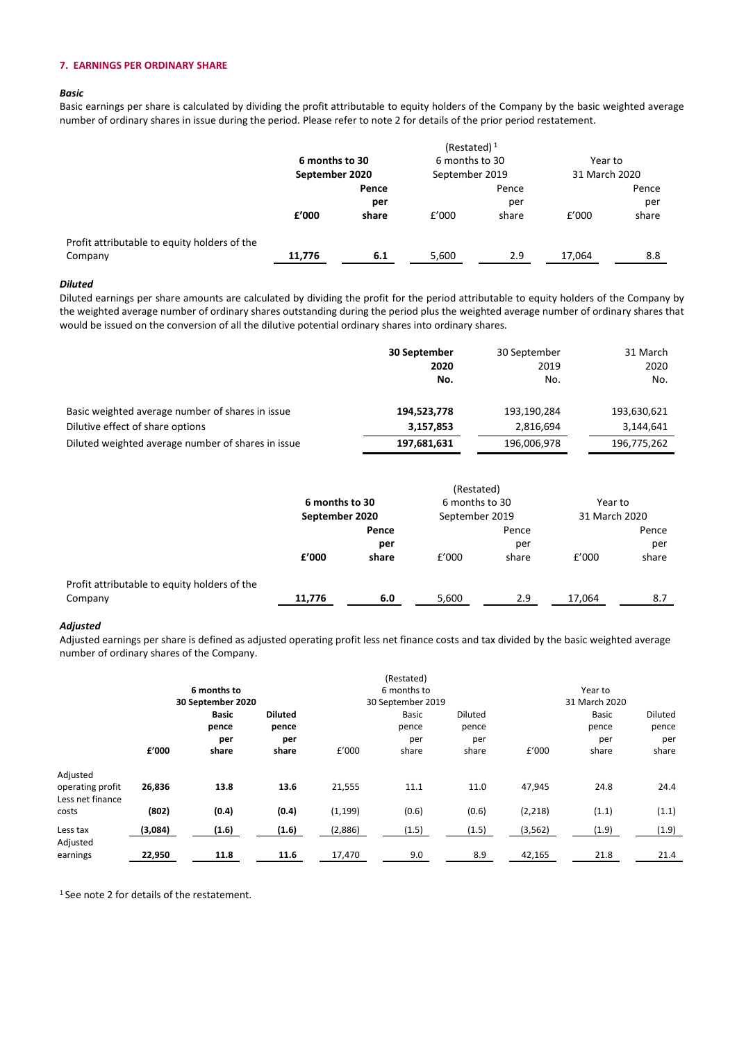#### 7. EARNINGS PER ORDINARY SHARE

***Basic***

Basic earnings per share is calculated by dividing the profit attributable to equity holders of the Company by the basic weighted average number of ordinary shares in issue during the period. Please refer to note 2 for details of the prior period restatement.

| | **6 months to 30 September 2020** | | (Restated) [1] 6 months to 30 September 2019 | | Year to 31 March 2020 | |
|---|---|---|---|---|---|---|
| | **£'000** | **Pence per share** | £'000 | Pence per share | £'000 | Pence per share |
| Profit attributable to equity holders of the Company | **11,776** | **6.1** | 5,600 | 2.9 | 17,064 | 8.8 |

***Diluted***

Diluted earnings per share amounts are calculated by dividing the profit for the period attributable to equity holders of the Company by the weighted average number of ordinary shares outstanding during the period plus the weighted average number of ordinary shares that would be issued on the conversion of all the dilutive potential ordinary shares into ordinary shares.

| | **30 September 2020 No.** | 30 September 2019 No. | 31 March 2020 No. |
|---|---|---|---|
| Basic weighted average number of shares in issue | **194,523,778** | 193,190,284 | 193,630,621 |
| Dilutive effect of share options | **3,157,853** | 2,816,694 | 3,144,641 |
| Diluted weighted average number of shares in issue | **197,681,631** | 196,006,978 | 196,775,262 |

| | **6 months to 30 September 2020** | | (Restated) 6 months to 30 September 2019 | | Year to 31 March 2020 | |
|---|---|---|---|---|---|---|
| | **£'000** | **Pence per share** | £'000 | Pence per share | £'000 | Pence per share |
| Profit attributable to equity holders of the Company | **11,776** | **6.0** | 5,600 | 2.9 | 17,064 | 8.7 |

***Adjusted***

Adjusted earnings per share is defined as adjusted operating profit less net finance costs and tax divided by the basic weighted average number of ordinary shares of the Company.

| | **6 months to 30 September 2020** | | | (Restated) 6 months to 30 September 2019 | | | Year to 31 March 2020 | | |
|---|---|---|---|---|---|---|---|---|---|
| | **£'000** | **Basic pence per share** | **Diluted pence per share** | £'000 | Basic pence per share | Diluted pence per share | £'000 | Basic pence per share | Diluted pence per share |
| Adjusted operating profit | **26,836** | **13.8** | **13.6** | 21,555 | 11.1 | 11.0 | 47,945 | 24.8 | 24.4 |
| Less net finance costs | **(802)** | **(0.4)** | **(0.4)** | (1,199) | (0.6) | (0.6) | (2,218) | (1.1) | (1.1) |
| Less tax | **(3,084)** | **(1.6)** | **(1.6)** | (2,886) | (1.5) | (1.5) | (3,562) | (1.9) | (1.9) |
| Adjusted earnings | **22,950** | **11.8** | **11.6** | 17,470 | 9.0 | 8.9 | 42,165 | 21.8 | 21.4 |

[1] See note 2 for details of the restatement.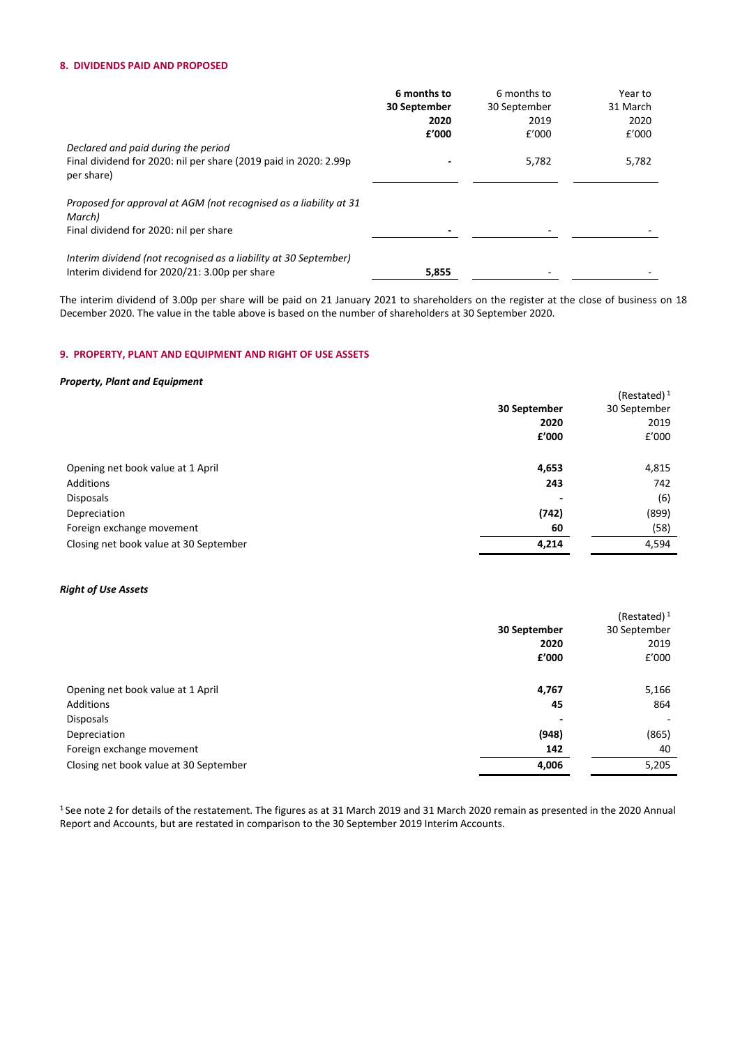## 8. DIVIDENDS PAID AND PROPOSED

| | **6 months to 30 September 2020 £'000** | 6 months to 30 September 2019 £'000 | Year to 31 March 2020 £'000 |
|---|---|---|---|
| *Declared and paid during the period* | | | |
| Final dividend for 2020: nil per share (2019 paid in 2020: 2.99p per share) | **-** | 5,782 | 5,782 |
| *Proposed for approval at AGM (not recognised as a liability at 31 March)* | | | |
| Final dividend for 2020: nil per share | **-** | - | - |
| *Interim dividend (not recognised as a liability at 30 September)* | | | |
| Interim dividend for 2020/21: 3.00p per share | **5,855** | - | - |

The interim dividend of 3.00p per share will be paid on 21 January 2021 to shareholders on the register at the close of business on 18 December 2020. The value in the table above is based on the number of shareholders at 30 September 2020.

## 9. PROPERTY, PLANT AND EQUIPMENT AND RIGHT OF USE ASSETS

***Property, Plant and Equipment***

| | **30 September 2020 £'000** | (Restated) [1] 30 September 2019 £'000 |
|---|---|---|
| Opening net book value at 1 April | **4,653** | 4,815 |
| Additions | **243** | 742 |
| Disposals | **-** | (6) |
| Depreciation | **(742)** | (899) |
| Foreign exchange movement | **60** | (58) |
| Closing net book value at 30 September | **4,214** | 4,594 |

***Right of Use Assets***

| | **30 September 2020 £'000** | (Restated) [1] 30 September 2019 £'000 |
|---|---|---|
| Opening net book value at 1 April | **4,767** | 5,166 |
| Additions | **45** | 864 |
| Disposals | **-** | - |
| Depreciation | **(948)** | (865) |
| Foreign exchange movement | **142** | 40 |
| Closing net book value at 30 September | **4,006** | 5,205 |

[1] See note 2 for details of the restatement. The figures as at 31 March 2019 and 31 March 2020 remain as presented in the 2020 Annual Report and Accounts, but are restated in comparison to the 30 September 2019 Interim Accounts.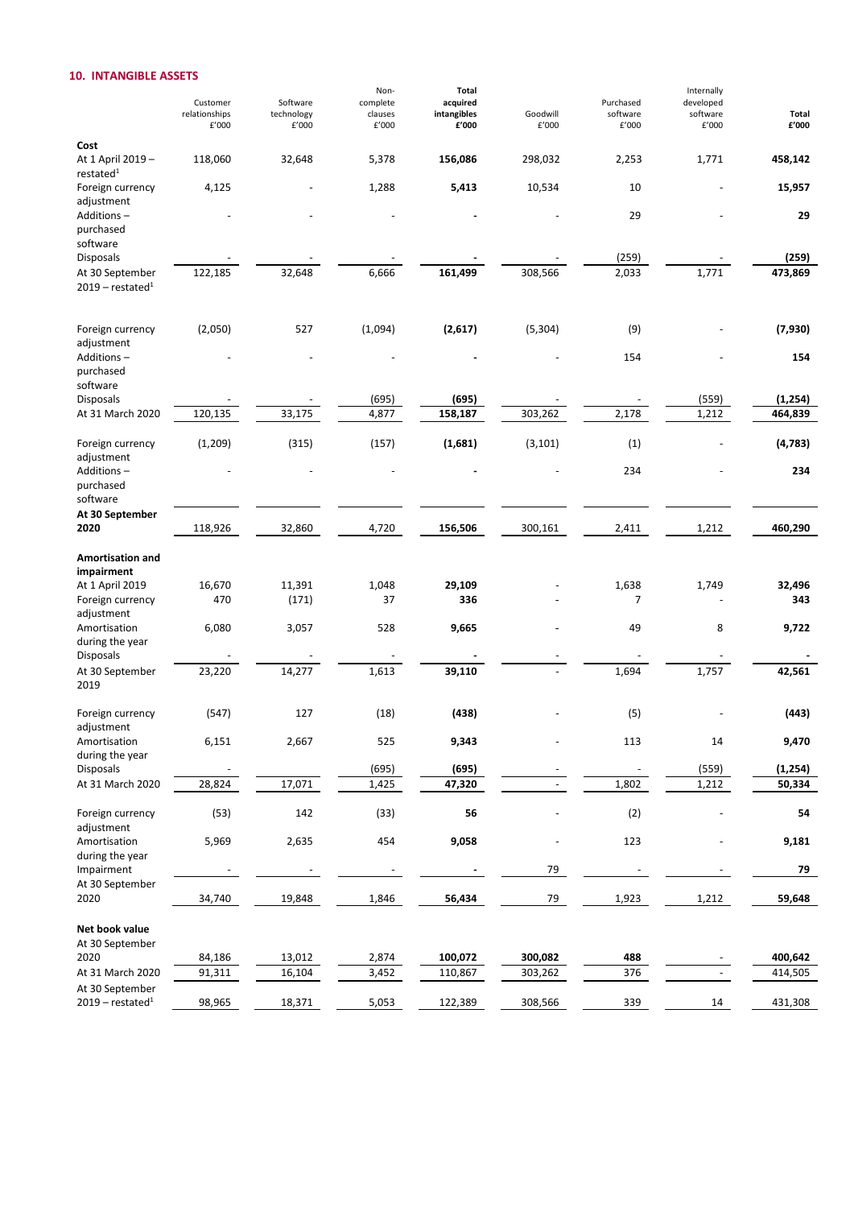## 10. INTANGIBLE ASSETS

| | Customer relationships £'000 | Software technology £'000 | Non-complete clauses £'000 | **Total acquired intangibles £'000** | Goodwill £'000 | Purchased software £'000 | Internally developed software £'000 | **Total £'000** |
|---|---|---|---|---|---|---|---|---|
| **Cost** | | | | | | | | |
| At 1 April 2019 – restated[1] | 118,060 | 32,648 | 5,378 | **156,086** | 298,032 | 2,253 | 1,771 | **458,142** |
| Foreign currency adjustment | 4,125 | - | 1,288 | **5,413** | 10,534 | 10 | - | **15,957** |
| Additions – purchased software | - | - | - | **-** | - | 29 | - | **29** |
| Disposals | - | - | - | **-** | - | (259) | - | **(259)** |
| At 30 September 2019 – restated[1] | 122,185 | 32,648 | 6,666 | **161,499** | 308,566 | 2,033 | 1,771 | **473,869** |
| Foreign currency adjustment | (2,050) | 527 | (1,094) | **(2,617)** | (5,304) | (9) | - | **(7,930)** |
| Additions – purchased software | - | - | - | **-** | - | 154 | - | **154** |
| Disposals | - | - | (695) | **(695)** | - | - | (559) | **(1,254)** |
| At 31 March 2020 | 120,135 | 33,175 | 4,877 | **158,187** | 303,262 | 2,178 | 1,212 | **464,839** |
| Foreign currency adjustment | (1,209) | (315) | (157) | **(1,681)** | (3,101) | (1) | - | **(4,783)** |
| Additions – purchased software | - | - | - | **-** | - | 234 | - | **234** |
| **At 30 September 2020** | 118,926 | 32,860 | 4,720 | **156,506** | 300,161 | 2,411 | 1,212 | **460,290** |
| **Amortisation and impairment** | | | | | | | | |
| At 1 April 2019 | 16,670 | 11,391 | 1,048 | **29,109** | - | 1,638 | 1,749 | **32,496** |
| Foreign currency adjustment | 470 | (171) | 37 | **336** | - | 7 | - | **343** |
| Amortisation during the year | 6,080 | 3,057 | 528 | **9,665** | - | 49 | 8 | **9,722** |
| Disposals | - | - | - | **-** | - | - | - | **-** |
| At 30 September 2019 | 23,220 | 14,277 | 1,613 | **39,110** | - | 1,694 | 1,757 | **42,561** |
| Foreign currency adjustment | (547) | 127 | (18) | **(438)** | - | (5) | - | **(443)** |
| Amortisation during the year | 6,151 | 2,667 | 525 | **9,343** | - | 113 | 14 | **9,470** |
| Disposals | - | - | (695) | **(695)** | - | - | (559) | **(1,254)** |
| At 31 March 2020 | 28,824 | 17,071 | 1,425 | **47,320** | - | 1,802 | 1,212 | **50,334** |
| Foreign currency adjustment | (53) | 142 | (33) | **56** | - | (2) | - | **54** |
| Amortisation during the year | 5,969 | 2,635 | 454 | **9,058** | - | 123 | - | **9,181** |
| Impairment | - | - | - | **-** | 79 | - | - | **79** |
| At 30 September 2020 | 34,740 | 19,848 | 1,846 | **56,434** | 79 | 1,923 | 1,212 | **59,648** |
| **Net book value** | | | | | | | | |
| At 30 September 2020 | 84,186 | 13,012 | 2,874 | **100,072** | **300,082** | **488** | - | **400,642** |
| At 31 March 2020 | 91,311 | 16,104 | 3,452 | 110,867 | 303,262 | 376 | - | 414,505 |
| At 30 September 2019 – restated[1] | 98,965 | 18,371 | 5,053 | 122,389 | 308,566 | 339 | 14 | 431,308 |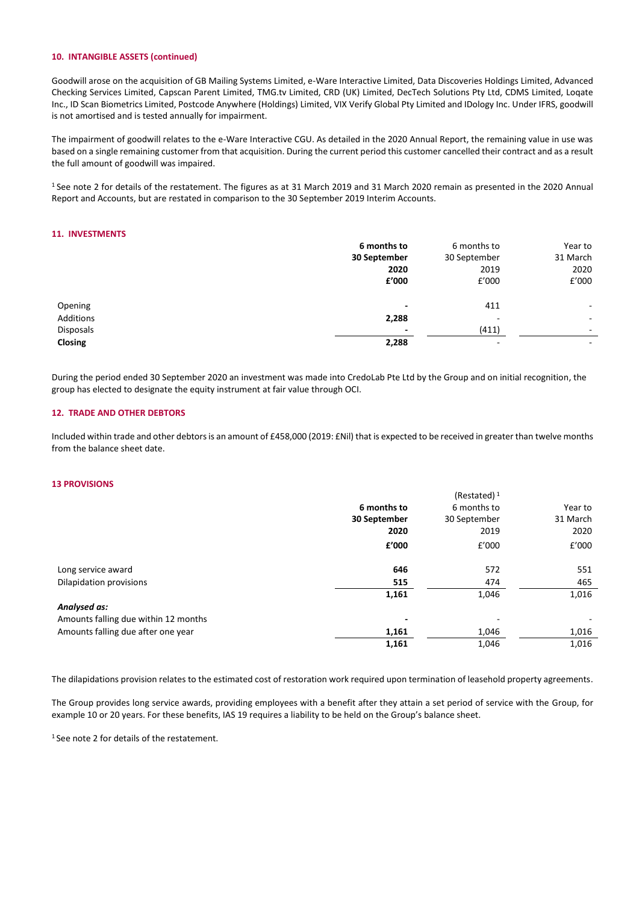#### 10. INTANGIBLE ASSETS (continued)

Goodwill arose on the acquisition of GB Mailing Systems Limited, e-Ware Interactive Limited, Data Discoveries Holdings Limited, Advanced Checking Services Limited, Capscan Parent Limited, TMG.tv Limited, CRD (UK) Limited, DecTech Solutions Pty Ltd, CDMS Limited, Loqate Inc., ID Scan Biometrics Limited, Postcode Anywhere (Holdings) Limited, VIX Verify Global Pty Limited and IDology Inc. Under IFRS, goodwill is not amortised and is tested annually for impairment.

The impairment of goodwill relates to the e-Ware Interactive CGU. As detailed in the 2020 Annual Report, the remaining value in use was based on a single remaining customer from that acquisition. During the current period this customer cancelled their contract and as a result the full amount of goodwill was impaired.

[1] See note 2 for details of the restatement. The figures as at 31 March 2019 and 31 March 2020 remain as presented in the 2020 Annual Report and Accounts, but are restated in comparison to the 30 September 2019 Interim Accounts.

#### 11. INVESTMENTS

| | **6 months to 30 September 2020 £'000** | 6 months to 30 September 2019 £'000 | Year to 31 March 2020 £'000 |
|---|---|---|---|
| Opening | **-** | 411 | - |
| Additions | **2,288** | - | - |
| Disposals | **-** | (411) | - |
| **Closing** | **2,288** | - | - |

During the period ended 30 September 2020 an investment was made into CredoLab Pte Ltd by the Group and on initial recognition, the group has elected to designate the equity instrument at fair value through OCI.

#### 12. TRADE AND OTHER DEBTORS

Included within trade and other debtors is an amount of £458,000 (2019: £Nil) that is expected to be received in greater than twelve months from the balance sheet date.

#### 13 PROVISIONS

| | **6 months to 30 September 2020 £'000** | (Restated) [1] 6 months to 30 September 2019 £'000 | Year to 31 March 2020 £'000 |
|---|---|---|---|
| Long service award | **646** | 572 | 551 |
| Dilapidation provisions | **515** | 474 | 465 |
| | **1,161** | 1,046 | 1,016 |
| ***Analysed as:*** | | | |
| Amounts falling due within 12 months | **-** | - | - |
| Amounts falling due after one year | **1,161** | 1,046 | 1,016 |
| | **1,161** | 1,046 | 1,016 |

The dilapidations provision relates to the estimated cost of restoration work required upon termination of leasehold property agreements.

The Group provides long service awards, providing employees with a benefit after they attain a set period of service with the Group, for example 10 or 20 years. For these benefits, IAS 19 requires a liability to be held on the Group's balance sheet.

[1] See note 2 for details of the restatement.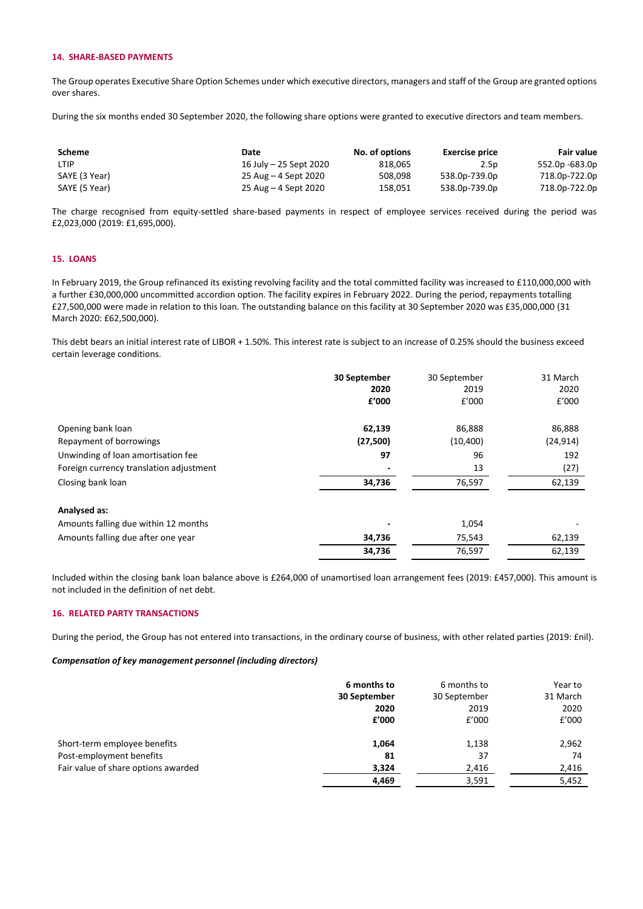### 14. SHARE-BASED PAYMENTS

The Group operates Executive Share Option Schemes under which executive directors, managers and staff of the Group are granted options over shares.

During the six months ended 30 September 2020, the following share options were granted to executive directors and team members.

| Scheme | Date | No. of options | Exercise price | Fair value |
|---|---|---|---|---|
| LTIP | 16 July – 25 Sept 2020 | 818,065 | 2.5p | 552.0p -683.0p |
| SAYE (3 Year) | 25 Aug – 4 Sept 2020 | 508,098 | 538.0p-739.0p | 718.0p-722.0p |
| SAYE (5 Year) | 25 Aug – 4 Sept 2020 | 158,051 | 538.0p-739.0p | 718.0p-722.0p |

The charge recognised from equity-settled share-based payments in respect of employee services received during the period was £2,023,000 (2019: £1,695,000).

### 15. LOANS

In February 2019, the Group refinanced its existing revolving facility and the total committed facility was increased to £110,000,000 with a further £30,000,000 uncommitted accordion option. The facility expires in February 2022. During the period, repayments totalling £27,500,000 were made in relation to this loan. The outstanding balance on this facility at 30 September 2020 was £35,000,000 (31 March 2020: £62,500,000).

This debt bears an initial interest rate of LIBOR + 1.50%. This interest rate is subject to an increase of 0.25% should the business exceed certain leverage conditions.

| | **30 September 2020 £'000** | 30 September 2019 £'000 | 31 March 2020 £'000 |
|---|---|---|---|
| Opening bank loan | **62,139** | 86,888 | 86,888 |
| Repayment of borrowings | **(27,500)** | (10,400) | (24,914) |
| Unwinding of loan amortisation fee | **97** | 96 | 192 |
| Foreign currency translation adjustment | **-** | 13 | (27) |
| Closing bank loan | **34,736** | 76,597 | 62,139 |
| **Analysed as:** | | | |
| Amounts falling due within 12 months | **-** | 1,054 | - |
| Amounts falling due after one year | **34,736** | 75,543 | 62,139 |
| | **34,736** | 76,597 | 62,139 |

Included within the closing bank loan balance above is £264,000 of unamortised loan arrangement fees (2019: £457,000). This amount is not included in the definition of net debt.

### 16. RELATED PARTY TRANSACTIONS

During the period, the Group has not entered into transactions, in the ordinary course of business, with other related parties (2019: £nil).

***Compensation of key management personnel (including directors)***

| | **6 months to 30 September 2020 £'000** | 6 months to 30 September 2019 £'000 | Year to 31 March 2020 £'000 |
|---|---|---|---|
| Short-term employee benefits | **1,064** | 1,138 | 2,962 |
| Post-employment benefits | **81** | 37 | 74 |
| Fair value of share options awarded | **3,324** | 2,416 | 2,416 |
| | **4,469** | 3,591 | 5,452 |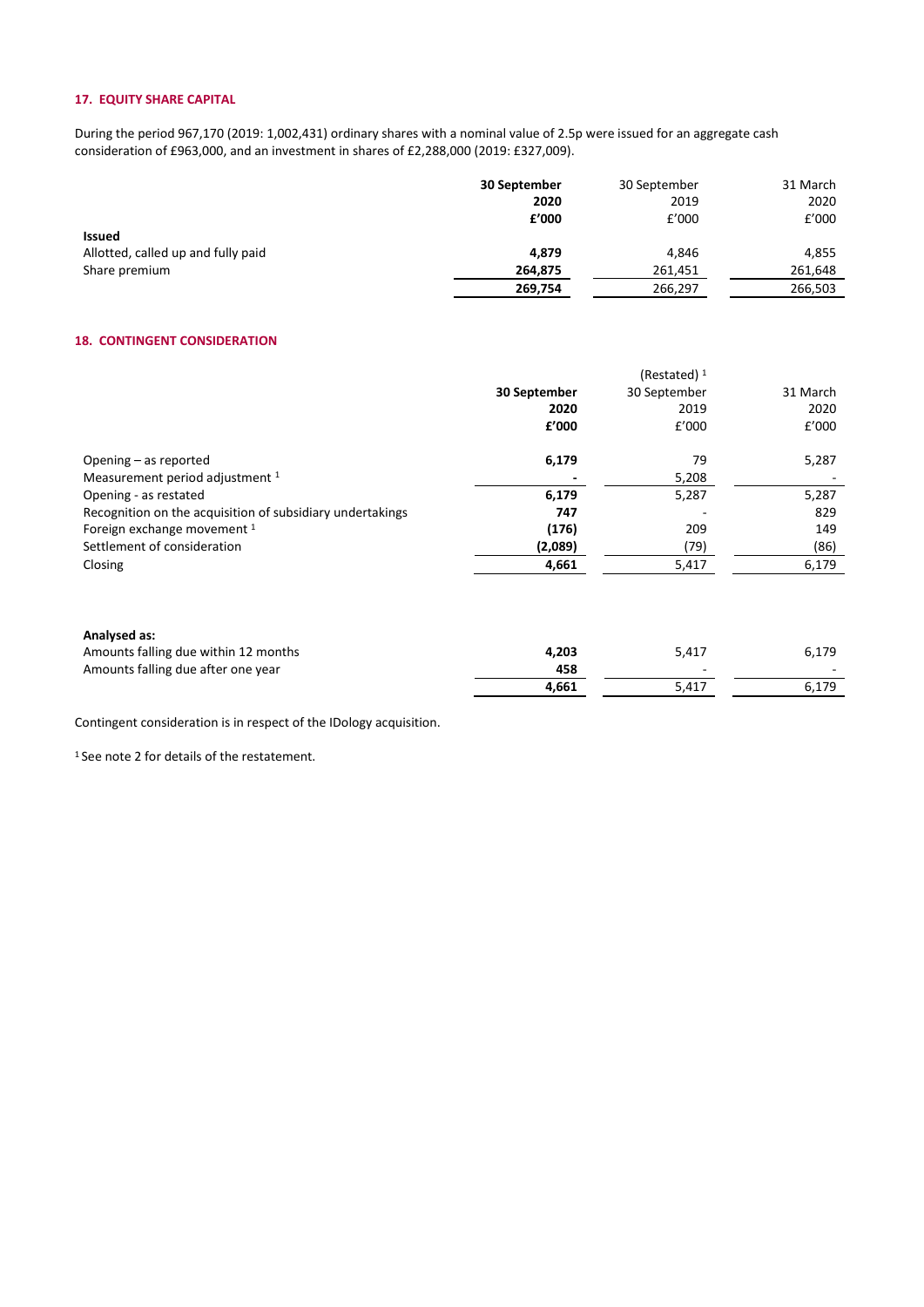### 17. EQUITY SHARE CAPITAL

During the period 967,170 (2019: 1,002,431) ordinary shares with a nominal value of 2.5p were issued for an aggregate cash consideration of £963,000, and an investment in shares of £2,288,000 (2019: £327,009).

| | **30 September 2020 £'000** | 30 September 2019 £'000 | 31 March 2020 £'000 |
|---|---|---|---|
| **Issued** | | | |
| Allotted, called up and fully paid | **4,879** | 4,846 | 4,855 |
| Share premium | **264,875** | 261,451 | 261,648 |
| | **269,754** | 266,297 | 266,503 |

### 18. CONTINGENT CONSIDERATION

| | **30 September 2020 £'000** | (Restated) [1] 30 September 2019 £'000 | 31 March 2020 £'000 |
|---|---|---|---|
| Opening – as reported | **6,179** | 79 | 5,287 |
| Measurement period adjustment [1] | **-** | 5,208 | - |
| Opening - as restated | **6,179** | 5,287 | 5,287 |
| Recognition on the acquisition of subsidiary undertakings | **747** | - | 829 |
| Foreign exchange movement [1] | **(176)** | 209 | 149 |
| Settlement of consideration | **(2,089)** | (79) | (86) |
| Closing | **4,661** | 5,417 | 6,179 |
| | | | |
| **Analysed as:** | | | |
| Amounts falling due within 12 months | **4,203** | 5,417 | 6,179 |
| Amounts falling due after one year | **458** | - | - |
| | **4,661** | 5,417 | 6,179 |

Contingent consideration is in respect of the IDology acquisition.

[1] See note 2 for details of the restatement.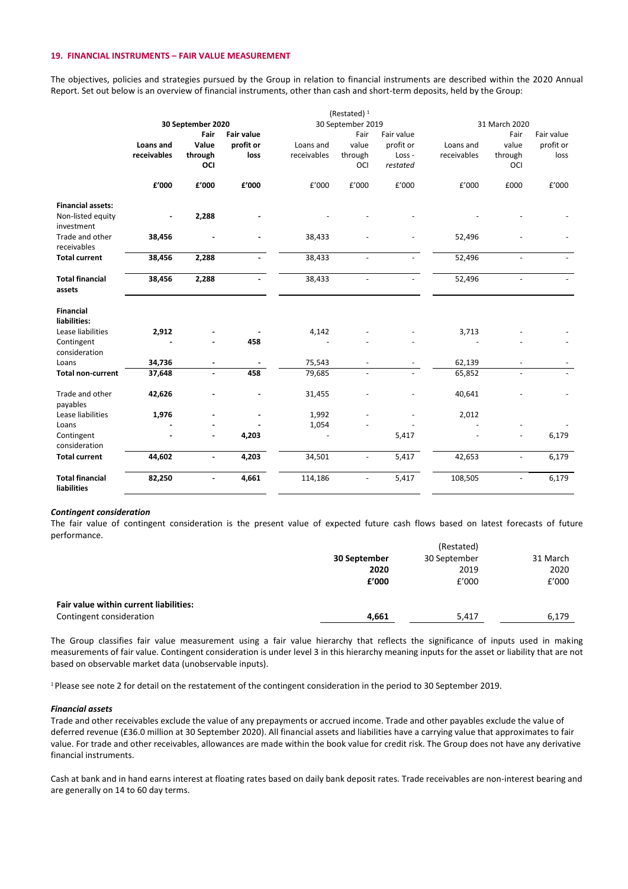#### 19. FINANCIAL INSTRUMENTS – FAIR VALUE MEASUREMENT

The objectives, policies and strategies pursued by the Group in relation to financial instruments are described within the 2020 Annual Report. Set out below is an overview of financial instruments, other than cash and short-term deposits, held by the Group:

| | **30 September 2020** | | | (Restated) [1] 30 September 2019 | | | 31 March 2020 | | |
|---|---|---|---|---|---|---|---|---|---|
| | **Loans and receivables** | **Fair Value through OCI** | **Fair value profit or loss** | Loans and receivables | Fair value through OCI | Fair value profit or Loss - *restated* | Loans and receivables | Fair value through OCI | Fair value profit or loss |
| | **£'000** | **£'000** | **£'000** | £'000 | £'000 | £'000 | £'000 | £000 | £'000 |
| **Financial assets:** | | | | | | | | | |
| Non-listed equity investment | **-** | **2,288** | **-** | - | - | - | - | - | - |
| Trade and other receivables | **38,456** | **-** | **-** | 38,433 | - | - | 52,496 | - | - |
| **Total current** | **38,456** | **2,288** | **-** | 38,433 | - | - | 52,496 | - | - |
| **Total financial assets** | **38,456** | **2,288** | **-** | 38,433 | - | - | 52,496 | - | - |
| **Financial liabilities:** | | | | | | | | | |
| Lease liabilities | **2,912** | **-** | **-** | 4,142 | - | - | 3,713 | - | - |
| Contingent consideration | **-** | **-** | **458** | - | - | - | - | - | - |
| Loans | **34,736** | **-** | **-** | 75,543 | - | - | 62,139 | - | - |
| **Total non-current** | **37,648** | **-** | **458** | 79,685 | - | - | 65,852 | - | - |
| Trade and other payables | **42,626** | **-** | **-** | 31,455 | - | - | 40,641 | - | - |
| Lease liabilities | **1,976** | **-** | **-** | 1,992 | - | - | 2,012 | | |
| Loans | **-** | **-** | **-** | 1,054 | - | | - | - | - |
| Contingent consideration | **-** | **-** | **4,203** | - | | 5,417 | - | - | 6,179 |
| **Total current** | **44,602** | **-** | **4,203** | 34,501 | - | 5,417 | 42,653 | - | 6,179 |
| **Total financial liabilities** | **82,250** | **-** | **4,661** | 114,186 | - | 5,417 | 108,505 | - | 6,179 |

***Contingent consideration***

The fair value of contingent consideration is the present value of expected future cash flows based on latest forecasts of future performance.

| | **30 September 2020** | (Restated) 30 September 2019 | 31 March 2020 |
|---|---|---|---|
| | **£'000** | £'000 | £'000 |
| **Fair value within current liabilities:** | | | |
| Contingent consideration | **4,661** | 5,417 | 6,179 |

The Group classifies fair value measurement using a fair value hierarchy that reflects the significance of inputs used in making measurements of fair value. Contingent consideration is under level 3 in this hierarchy meaning inputs for the asset or liability that are not based on observable market data (unobservable inputs).

[1] Please see note 2 for detail on the restatement of the contingent consideration in the period to 30 September 2019.

***Financial assets***

Trade and other receivables exclude the value of any prepayments or accrued income. Trade and other payables exclude the value of deferred revenue (£36.0 million at 30 September 2020). All financial assets and liabilities have a carrying value that approximates to fair value. For trade and other receivables, allowances are made within the book value for credit risk. The Group does not have any derivative financial instruments.

Cash at bank and in hand earns interest at floating rates based on daily bank deposit rates. Trade receivables are non-interest bearing and are generally on 14 to 60 day terms.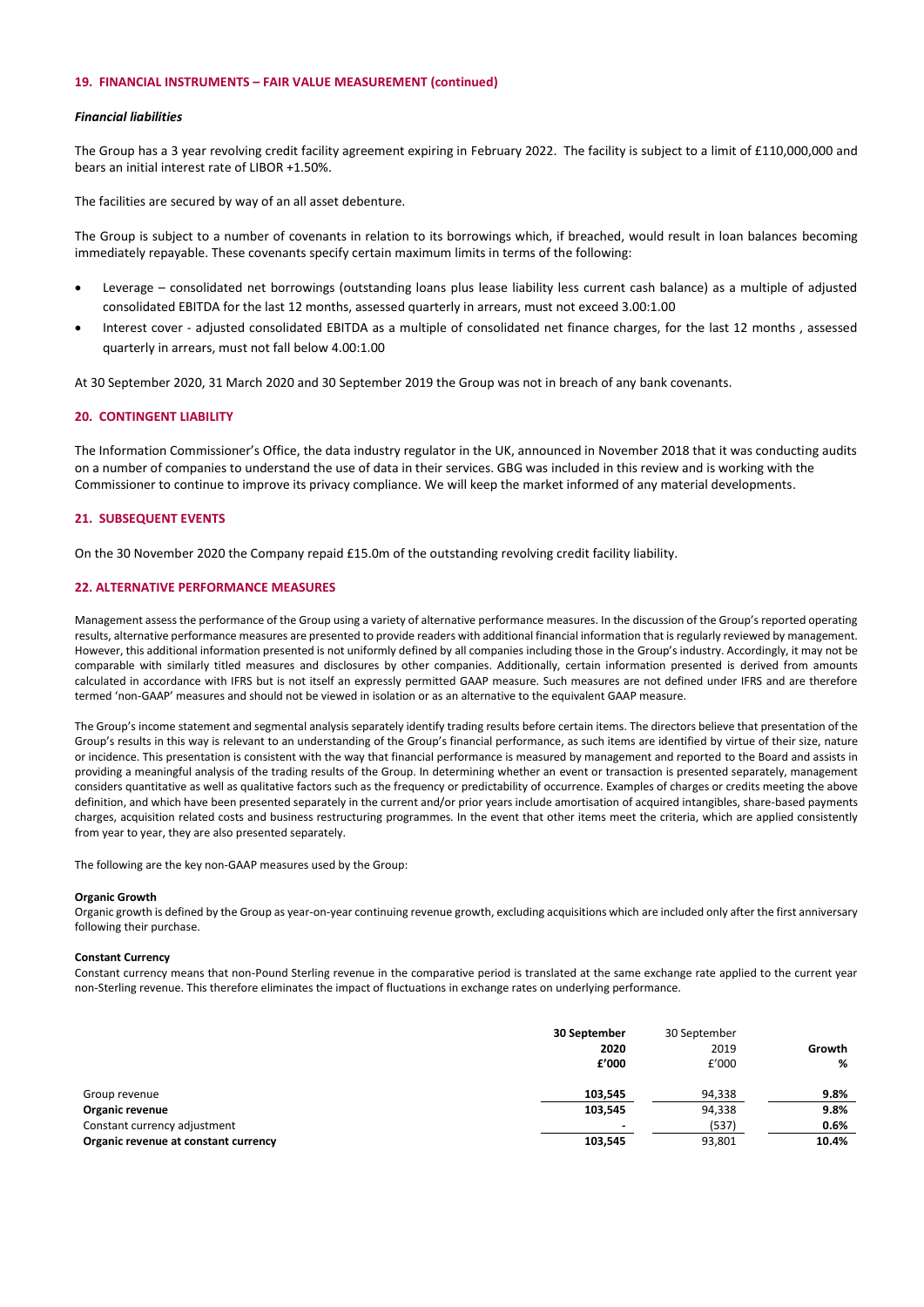### 19. FINANCIAL INSTRUMENTS – FAIR VALUE MEASUREMENT (continued)

***Financial liabilities***

The Group has a 3 year revolving credit facility agreement expiring in February 2022. The facility is subject to a limit of £110,000,000 and bears an initial interest rate of LIBOR +1.50%.

The facilities are secured by way of an all asset debenture.

The Group is subject to a number of covenants in relation to its borrowings which, if breached, would result in loan balances becoming immediately repayable. These covenants specify certain maximum limits in terms of the following:

- Leverage – consolidated net borrowings (outstanding loans plus lease liability less current cash balance) as a multiple of adjusted consolidated EBITDA for the last 12 months, assessed quarterly in arrears, must not exceed 3.00:1.00
- Interest cover - adjusted consolidated EBITDA as a multiple of consolidated net finance charges, for the last 12 months , assessed quarterly in arrears, must not fall below 4.00:1.00

At 30 September 2020, 31 March 2020 and 30 September 2019 the Group was not in breach of any bank covenants.

### 20. CONTINGENT LIABILITY

The Information Commissioner's Office, the data industry regulator in the UK, announced in November 2018 that it was conducting audits on a number of companies to understand the use of data in their services. GBG was included in this review and is working with the Commissioner to continue to improve its privacy compliance. We will keep the market informed of any material developments.

### 21. SUBSEQUENT EVENTS

On the 30 November 2020 the Company repaid £15.0m of the outstanding revolving credit facility liability.

### 22. ALTERNATIVE PERFORMANCE MEASURES

Management assess the performance of the Group using a variety of alternative performance measures. In the discussion of the Group's reported operating results, alternative performance measures are presented to provide readers with additional financial information that is regularly reviewed by management. However, this additional information presented is not uniformly defined by all companies including those in the Group's industry. Accordingly, it may not be comparable with similarly titled measures and disclosures by other companies. Additionally, certain information presented is derived from amounts calculated in accordance with IFRS but is not itself an expressly permitted GAAP measure. Such measures are not defined under IFRS and are therefore termed 'non-GAAP' measures and should not be viewed in isolation or as an alternative to the equivalent GAAP measure.

The Group's income statement and segmental analysis separately identify trading results before certain items. The directors believe that presentation of the Group's results in this way is relevant to an understanding of the Group's financial performance, as such items are identified by virtue of their size, nature or incidence. This presentation is consistent with the way that financial performance is measured by management and reported to the Board and assists in providing a meaningful analysis of the trading results of the Group. In determining whether an event or transaction is presented separately, management considers quantitative as well as qualitative factors such as the frequency or predictability of occurrence. Examples of charges or credits meeting the above definition, and which have been presented separately in the current and/or prior years include amortisation of acquired intangibles, share-based payments charges, acquisition related costs and business restructuring programmes. In the event that other items meet the criteria, which are applied consistently from year to year, they are also presented separately.

The following are the key non-GAAP measures used by the Group:

**Organic Growth**

Organic growth is defined by the Group as year-on-year continuing revenue growth, excluding acquisitions which are included only after the first anniversary following their purchase.

**Constant Currency**

Constant currency means that non-Pound Sterling revenue in the comparative period is translated at the same exchange rate applied to the current year non-Sterling revenue. This therefore eliminates the impact of fluctuations in exchange rates on underlying performance.

| | **30 September 2020 £'000** | 30 September 2019 £'000 | **Growth %** |
|---|---|---|---|
| Group revenue | **103,545** | 94,338 | **9.8%** |
| **Organic revenue** | **103,545** | 94,338 | **9.8%** |
| Constant currency adjustment | **-** | (537) | **0.6%** |
| **Organic revenue at constant currency** | **103,545** | 93,801 | **10.4%** |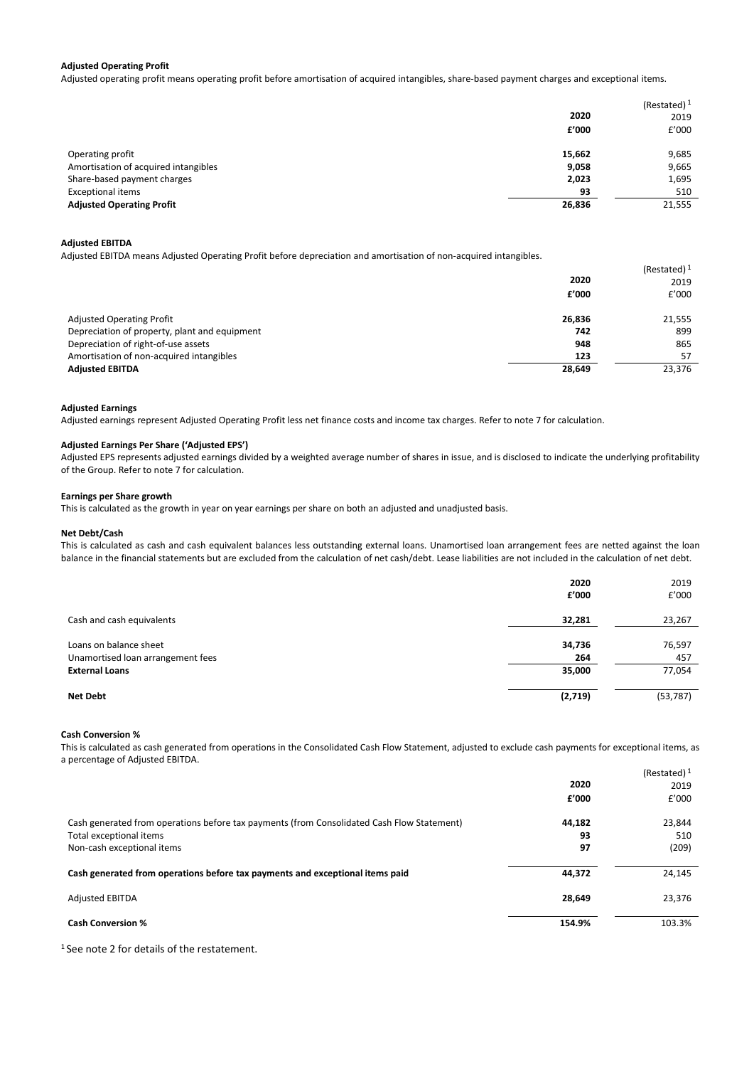#### Adjusted Operating Profit

Adjusted operating profit means operating profit before amortisation of acquired intangibles, share-based payment charges and exceptional items.

| | 2020 £'000 | (Restated)[1] 2019 £'000 |
|---|---|---|
| Operating profit | **15,662** | 9,685 |
| Amortisation of acquired intangibles | **9,058** | 9,665 |
| Share-based payment charges | **2,023** | 1,695 |
| Exceptional items | **93** | 510 |
| **Adjusted Operating Profit** | **26,836** | 21,555 |

#### Adjusted EBITDA

Adjusted EBITDA means Adjusted Operating Profit before depreciation and amortisation of non-acquired intangibles.

| | 2020 £'000 | (Restated)[1] 2019 £'000 |
|---|---|---|
| Adjusted Operating Profit | **26,836** | 21,555 |
| Depreciation of property, plant and equipment | **742** | 899 |
| Depreciation of right-of-use assets | **948** | 865 |
| Amortisation of non-acquired intangibles | **123** | 57 |
| **Adjusted EBITDA** | **28,649** | 23,376 |

#### Adjusted Earnings

Adjusted earnings represent Adjusted Operating Profit less net finance costs and income tax charges. Refer to note 7 for calculation.

#### Adjusted Earnings Per Share ('Adjusted EPS')

Adjusted EPS represents adjusted earnings divided by a weighted average number of shares in issue, and is disclosed to indicate the underlying profitability of the Group. Refer to note 7 for calculation.

#### Earnings per Share growth

This is calculated as the growth in year on year earnings per share on both an adjusted and unadjusted basis.

#### Net Debt/Cash

This is calculated as cash and cash equivalent balances less outstanding external loans. Unamortised loan arrangement fees are netted against the loan balance in the financial statements but are excluded from the calculation of net cash/debt. Lease liabilities are not included in the calculation of net debt.

| | 2020 £'000 | 2019 £'000 |
|---|---|---|
| Cash and cash equivalents | **32,281** | 23,267 |
| Loans on balance sheet | **34,736** | 76,597 |
| Unamortised loan arrangement fees | **264** | 457 |
| **External Loans** | **35,000** | 77,054 |
| **Net Debt** | **(2,719)** | (53,787) |

#### Cash Conversion %

This is calculated as cash generated from operations in the Consolidated Cash Flow Statement, adjusted to exclude cash payments for exceptional items, as a percentage of Adjusted EBITDA.

| | 2020 £'000 | (Restated)[1] 2019 £'000 |
|---|---|---|
| Cash generated from operations before tax payments (from Consolidated Cash Flow Statement) | **44,182** | 23,844 |
| Total exceptional items | **93** | 510 |
| Non-cash exceptional items | **97** | (209) |
| **Cash generated from operations before tax payments and exceptional items paid** | **44,372** | 24,145 |
| Adjusted EBITDA | **28,649** | 23,376 |
| **Cash Conversion %** | **154.9%** | 103.3% |

[1] See note 2 for details of the restatement.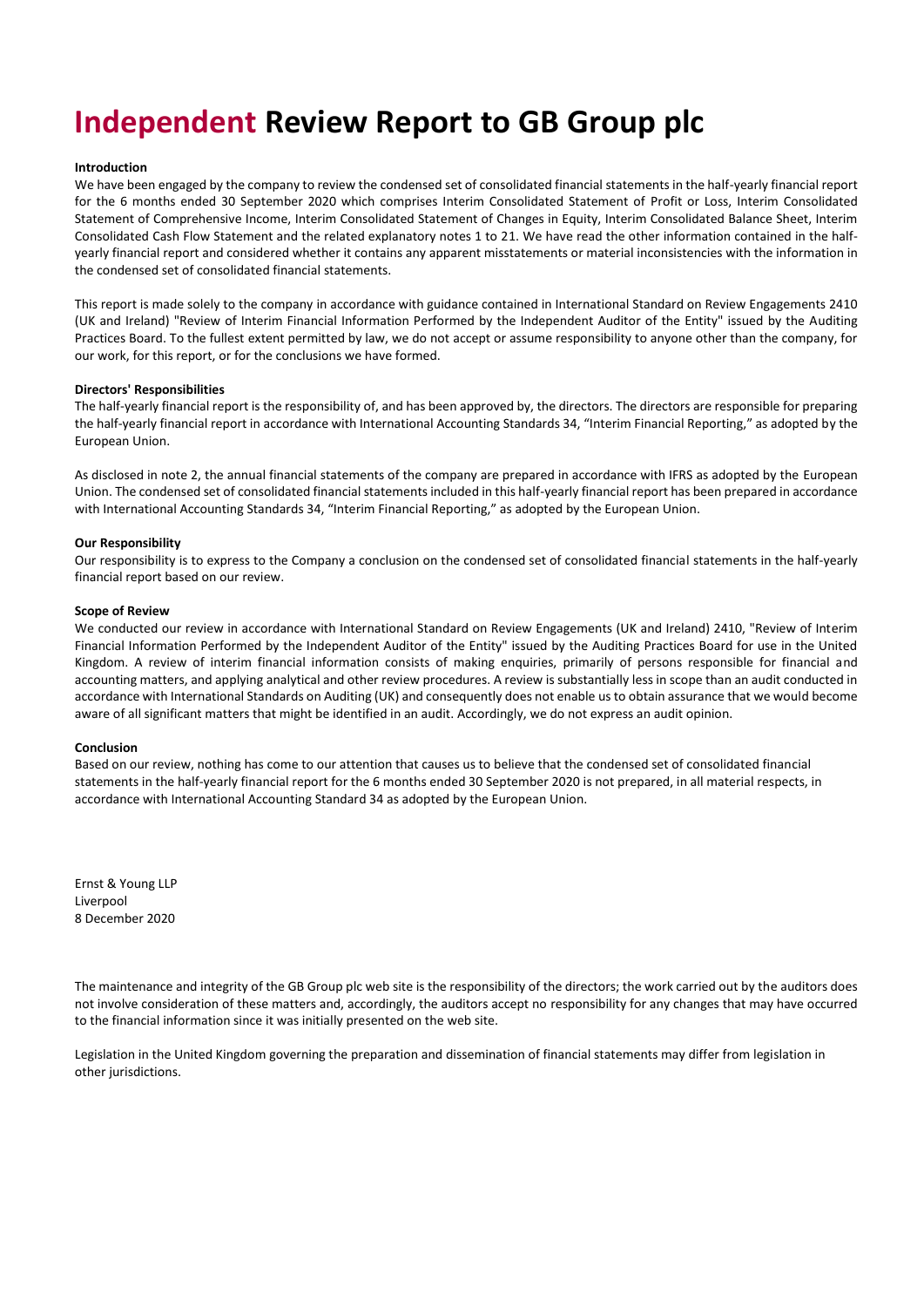# Independent Review Report to GB Group plc

**Introduction**

We have been engaged by the company to review the condensed set of consolidated financial statements in the half-yearly financial report for the 6 months ended 30 September 2020 which comprises Interim Consolidated Statement of Profit or Loss, Interim Consolidated Statement of Comprehensive Income, Interim Consolidated Statement of Changes in Equity, Interim Consolidated Balance Sheet, Interim Consolidated Cash Flow Statement and the related explanatory notes 1 to 21. We have read the other information contained in the half-yearly financial report and considered whether it contains any apparent misstatements or material inconsistencies with the information in the condensed set of consolidated financial statements.

This report is made solely to the company in accordance with guidance contained in International Standard on Review Engagements 2410 (UK and Ireland) "Review of Interim Financial Information Performed by the Independent Auditor of the Entity" issued by the Auditing Practices Board. To the fullest extent permitted by law, we do not accept or assume responsibility to anyone other than the company, for our work, for this report, or for the conclusions we have formed.

**Directors' Responsibilities**

The half-yearly financial report is the responsibility of, and has been approved by, the directors. The directors are responsible for preparing the half-yearly financial report in accordance with International Accounting Standards 34, "Interim Financial Reporting," as adopted by the European Union.

As disclosed in note 2, the annual financial statements of the company are prepared in accordance with IFRS as adopted by the European Union. The condensed set of consolidated financial statements included in this half-yearly financial report has been prepared in accordance with International Accounting Standards 34, "Interim Financial Reporting," as adopted by the European Union.

**Our Responsibility**

Our responsibility is to express to the Company a conclusion on the condensed set of consolidated financial statements in the half-yearly financial report based on our review.

**Scope of Review**

We conducted our review in accordance with International Standard on Review Engagements (UK and Ireland) 2410, "Review of Interim Financial Information Performed by the Independent Auditor of the Entity" issued by the Auditing Practices Board for use in the United Kingdom. A review of interim financial information consists of making enquiries, primarily of persons responsible for financial and accounting matters, and applying analytical and other review procedures. A review is substantially less in scope than an audit conducted in accordance with International Standards on Auditing (UK) and consequently does not enable us to obtain assurance that we would become aware of all significant matters that might be identified in an audit. Accordingly, we do not express an audit opinion.

**Conclusion**

Based on our review, nothing has come to our attention that causes us to believe that the condensed set of consolidated financial statements in the half-yearly financial report for the 6 months ended 30 September 2020 is not prepared, in all material respects, in accordance with International Accounting Standard 34 as adopted by the European Union.

Ernst & Young LLP
Liverpool
8 December 2020

The maintenance and integrity of the GB Group plc web site is the responsibility of the directors; the work carried out by the auditors does not involve consideration of these matters and, accordingly, the auditors accept no responsibility for any changes that may have occurred to the financial information since it was initially presented on the web site.

Legislation in the United Kingdom governing the preparation and dissemination of financial statements may differ from legislation in other jurisdictions.